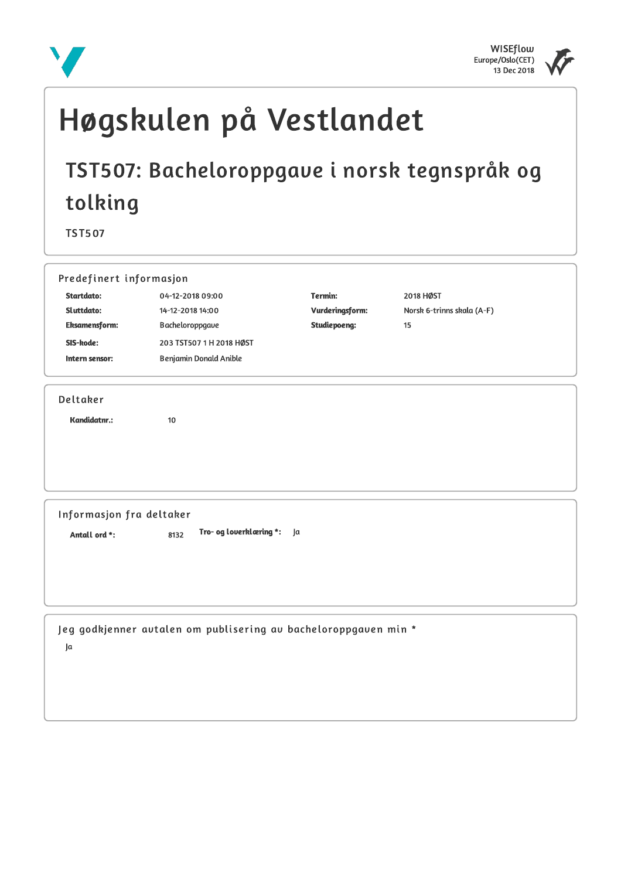WISEflow
Europe/Oslo(CET)
13 Dec 2018

# Høgskulen på Vestlandet

## TST507: Bacheloroppgave i norsk tegnspråk og tolking

TST507

### Predefinert informasjon

| | | | |
|---|---|---|---|
| **Startdato:** | 04-12-2018 09:00 | **Termin:** | 2018 HØST |
| **Sluttdato:** | 14-12-2018 14:00 | **Vurderingsform:** | Norsk 6-trinns skala (A-F) |
| **Eksamensform:** | Bacheloroppgave | **Studiepoeng:** | 15 |
| **SIS-kode:** | 203 TST507 1 H 2018 HØST | | |
| **Intern sensor:** | Benjamin Donald Anible | | |

### Deltaker

**Kandidatnr.:** 10

### Informasjon fra deltaker

**Antall ord *:** 8132  **Tro- og loverklæring *:** Ja

### Jeg godkjenner autalen om publisering av bacheloroppgaven min *

Ja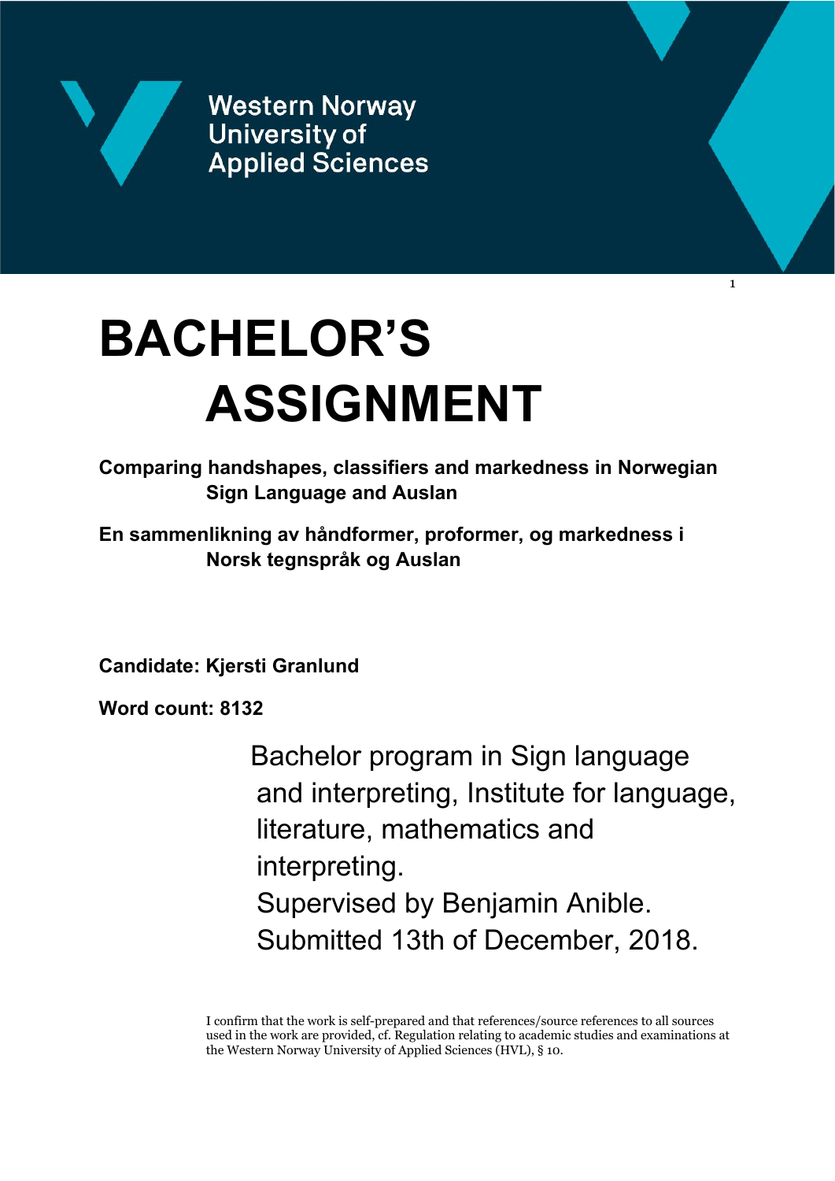Western Norway University of Applied Sciences

# BACHELOR'S ASSIGNMENT

**Comparing handshapes, classifiers and markedness in Norwegian Sign Language and Auslan**

**En sammenlikning av håndformer, proformer, og markedness i Norsk tegnspråk og Auslan**

**Candidate: Kjersti Granlund**

**Word count: 8132**

Bachelor program in Sign language and interpreting, Institute for language, literature, mathematics and interpreting.
Supervised by Benjamin Anible.
Submitted 13th of December, 2018.

I confirm that the work is self-prepared and that references/source references to all sources used in the work are provided, cf. Regulation relating to academic studies and examinations at the Western Norway University of Applied Sciences (HVL), § 10.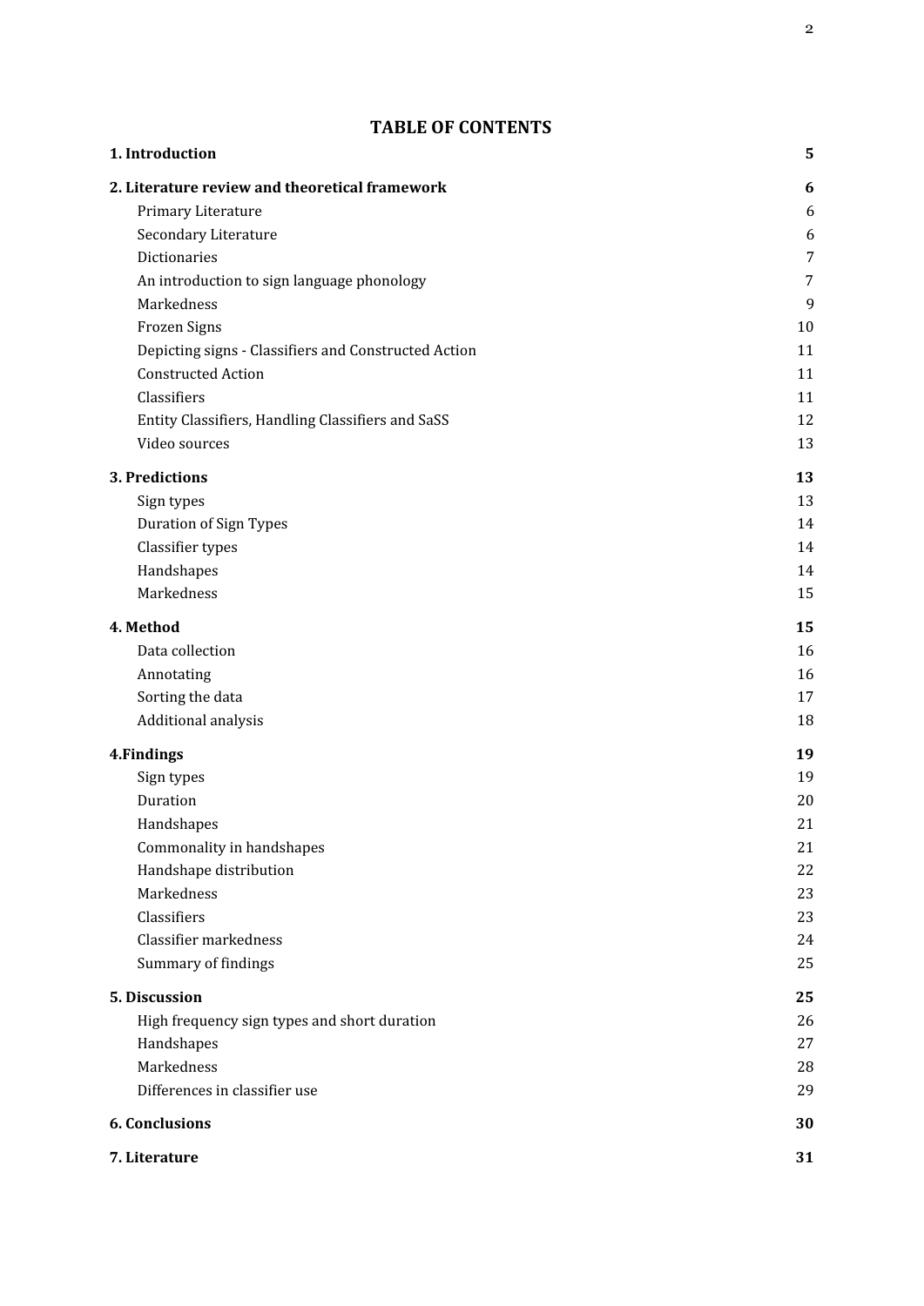# TABLE OF CONTENTS

| | |
|---|---|
| **1. Introduction** | **5** |
| **2. Literature review and theoretical framework** | **6** |
| Primary Literature | 6 |
| Secondary Literature | 6 |
| Dictionaries | 7 |
| An introduction to sign language phonology | 7 |
| Markedness | 9 |
| Frozen Signs | 10 |
| Depicting signs - Classifiers and Constructed Action | 11 |
| Constructed Action | 11 |
| Classifiers | 11 |
| Entity Classifiers, Handling Classifiers and SaSS | 12 |
| Video sources | 13 |
| **3. Predictions** | **13** |
| Sign types | 13 |
| Duration of Sign Types | 14 |
| Classifier types | 14 |
| Handshapes | 14 |
| Markedness | 15 |
| **4. Method** | **15** |
| Data collection | 16 |
| Annotating | 16 |
| Sorting the data | 17 |
| Additional analysis | 18 |
| **4.Findings** | **19** |
| Sign types | 19 |
| Duration | 20 |
| Handshapes | 21 |
| Commonality in handshapes | 21 |
| Handshape distribution | 22 |
| Markedness | 23 |
| Classifiers | 23 |
| Classifier markedness | 24 |
| Summary of findings | 25 |
| **5. Discussion** | **25** |
| High frequency sign types and short duration | 26 |
| Handshapes | 27 |
| Markedness | 28 |
| Differences in classifier use | 29 |
| **6. Conclusions** | **30** |
| **7. Literature** | **31** |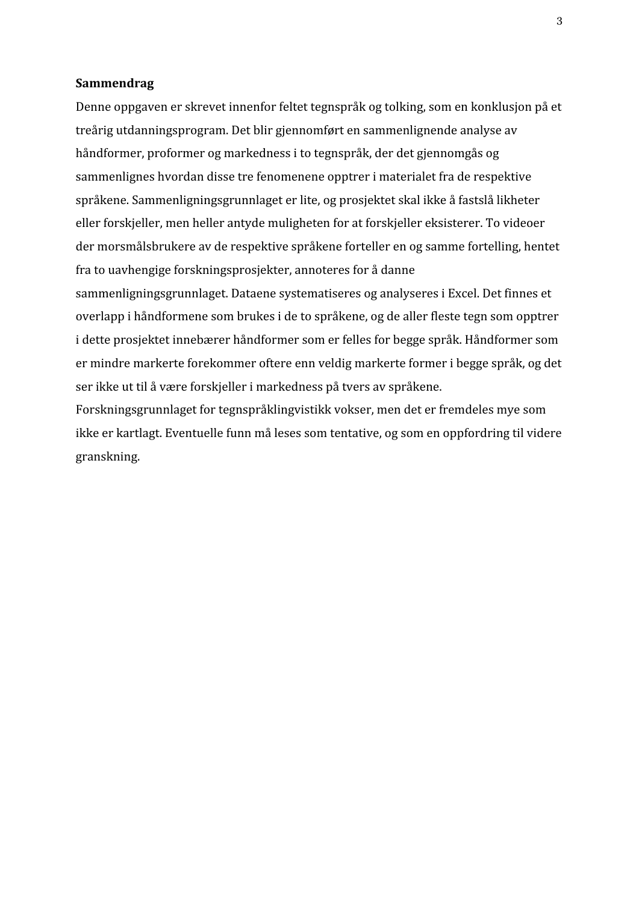**Sammendrag**

Denne oppgaven er skrevet innenfor feltet tegnspråk og tolking, som en konklusjon på et treårig utdanningsprogram. Det blir gjennomført en sammenlignende analyse av håndformer, proformer og markedness i to tegnspråk, der det gjennomgås og sammenlignes hvordan disse tre fenomenene opptrer i materialet fra de respektive språkene. Sammenligningsgrunnlaget er lite, og prosjektet skal ikke å fastslå likheter eller forskjeller, men heller antyde muligheten for at forskjeller eksisterer. To videoer der morsmålsbrukere av de respektive språkene forteller en og samme fortelling, hentet fra to uavhengige forskningsprosjekter, annoteres for å danne sammenligningsgrunnlaget. Dataene systematiseres og analyseres i Excel. Det finnes et overlapp i håndformene som brukes i de to språkene, og de aller fleste tegn som opptrer i dette prosjektet innebærer håndformer som er felles for begge språk. Håndformer som er mindre markerte forekommer oftere enn veldig markerte former i begge språk, og det ser ikke ut til å være forskjeller i markedness på tvers av språkene. Forskningsgrunnlaget for tegnspråklingvistikk vokser, men det er fremdeles mye som ikke er kartlagt. Eventuelle funn må leses som tentative, og som en oppfordring til videre granskning.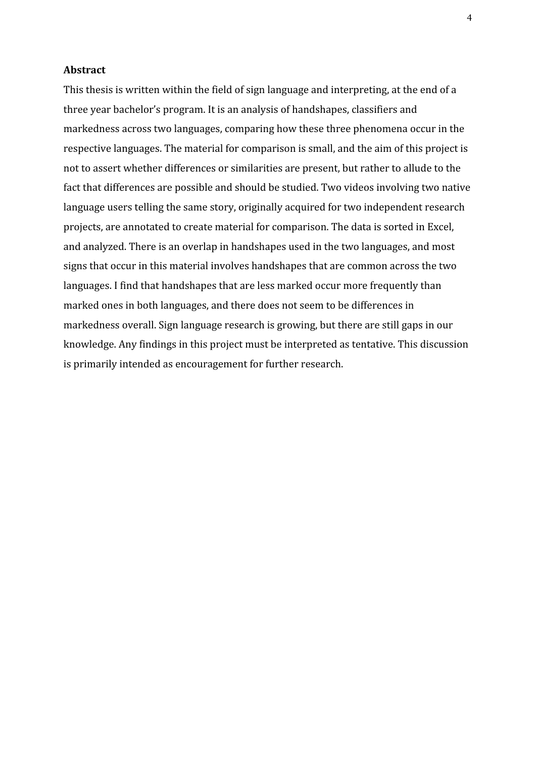**Abstract**

This thesis is written within the field of sign language and interpreting, at the end of a three year bachelor's program. It is an analysis of handshapes, classifiers and markedness across two languages, comparing how these three phenomena occur in the respective languages. The material for comparison is small, and the aim of this project is not to assert whether differences or similarities are present, but rather to allude to the fact that differences are possible and should be studied. Two videos involving two native language users telling the same story, originally acquired for two independent research projects, are annotated to create material for comparison. The data is sorted in Excel, and analyzed. There is an overlap in handshapes used in the two languages, and most signs that occur in this material involves handshapes that are common across the two languages. I find that handshapes that are less marked occur more frequently than marked ones in both languages, and there does not seem to be differences in markedness overall. Sign language research is growing, but there are still gaps in our knowledge. Any findings in this project must be interpreted as tentative. This discussion is primarily intended as encouragement for further research.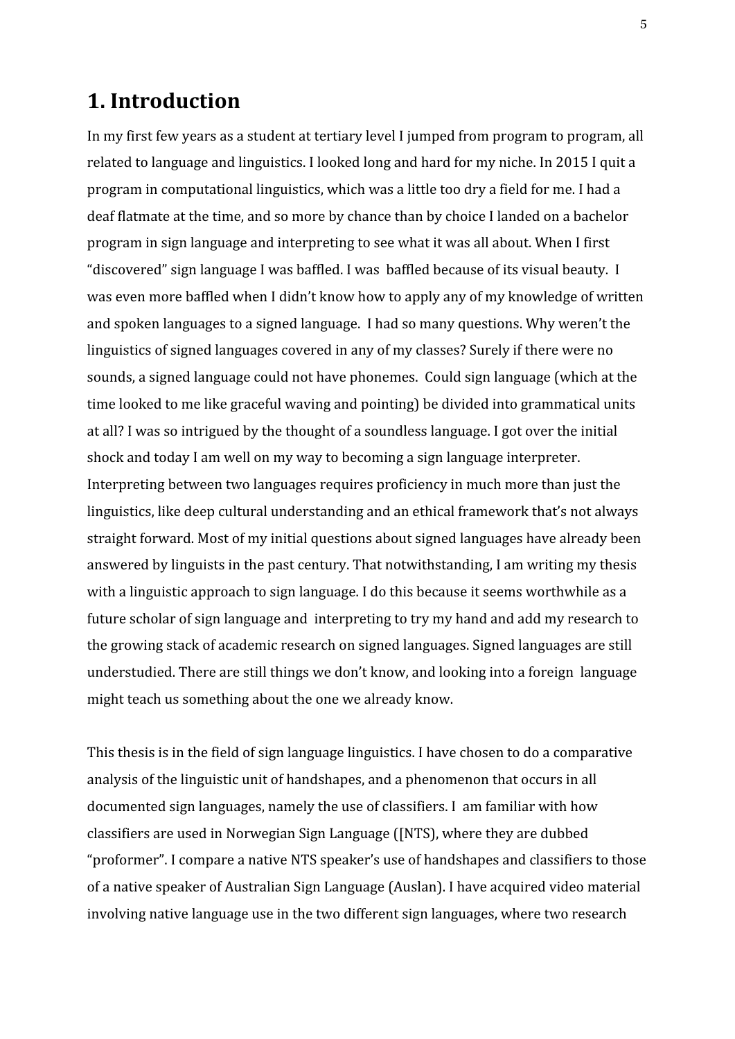# 1. Introduction

In my first few years as a student at tertiary level I jumped from program to program, all related to language and linguistics. I looked long and hard for my niche. In 2015 I quit a program in computational linguistics, which was a little too dry a field for me. I had a deaf flatmate at the time, and so more by chance than by choice I landed on a bachelor program in sign language and interpreting to see what it was all about. When I first "discovered" sign language I was baffled. I was baffled because of its visual beauty. I was even more baffled when I didn't know how to apply any of my knowledge of written and spoken languages to a signed language. I had so many questions. Why weren't the linguistics of signed languages covered in any of my classes? Surely if there were no sounds, a signed language could not have phonemes. Could sign language (which at the time looked to me like graceful waving and pointing) be divided into grammatical units at all? I was so intrigued by the thought of a soundless language. I got over the initial shock and today I am well on my way to becoming a sign language interpreter. Interpreting between two languages requires proficiency in much more than just the linguistics, like deep cultural understanding and an ethical framework that's not always straight forward. Most of my initial questions about signed languages have already been answered by linguists in the past century. That notwithstanding, I am writing my thesis with a linguistic approach to sign language. I do this because it seems worthwhile as a future scholar of sign language and interpreting to try my hand and add my research to the growing stack of academic research on signed languages. Signed languages are still understudied. There are still things we don't know, and looking into a foreign language might teach us something about the one we already know.

This thesis is in the field of sign language linguistics. I have chosen to do a comparative analysis of the linguistic unit of handshapes, and a phenomenon that occurs in all documented sign languages, namely the use of classifiers. I am familiar with how classifiers are used in Norwegian Sign Language ([NTS), where they are dubbed "proformer". I compare a native NTS speaker's use of handshapes and classifiers to those of a native speaker of Australian Sign Language (Auslan). I have acquired video material involving native language use in the two different sign languages, where two research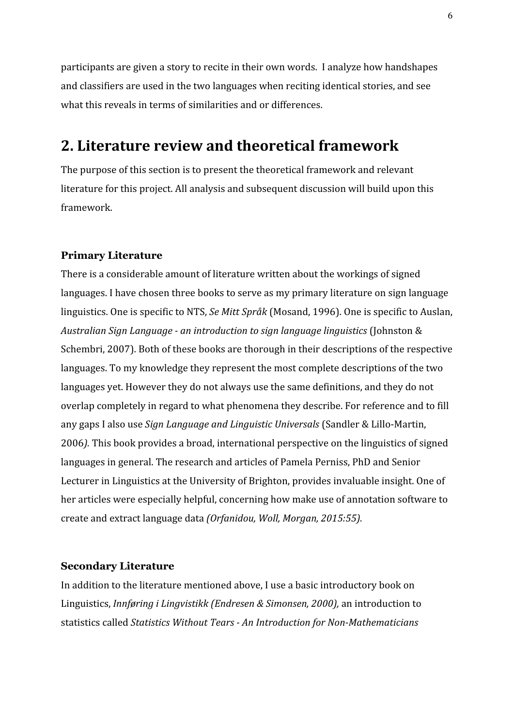participants are given a story to recite in their own words. I analyze how handshapes and classifiers are used in the two languages when reciting identical stories, and see what this reveals in terms of similarities and or differences.

# 2. Literature review and theoretical framework

The purpose of this section is to present the theoretical framework and relevant literature for this project. All analysis and subsequent discussion will build upon this framework.

### Primary Literature

There is a considerable amount of literature written about the workings of signed languages. I have chosen three books to serve as my primary literature on sign language linguistics. One is specific to NTS, *Se Mitt Språk* (Mosand, 1996). One is specific to Auslan, *Australian Sign Language - an introduction to sign language linguistics* (Johnston & Schembri, 2007). Both of these books are thorough in their descriptions of the respective languages. To my knowledge they represent the most complete descriptions of the two languages yet. However they do not always use the same definitions, and they do not overlap completely in regard to what phenomena they describe. For reference and to fill any gaps I also use *Sign Language and Linguistic Universals* (Sandler & Lillo-Martin, 2006*).* This book provides a broad, international perspective on the linguistics of signed languages in general. The research and articles of Pamela Perniss, PhD and Senior Lecturer in Linguistics at the University of Brighton, provides invaluable insight. One of her articles were especially helpful, concerning how make use of annotation software to create and extract language data *(Orfanidou, Woll, Morgan, 2015:55).*

### Secondary Literature

In addition to the literature mentioned above, I use a basic introductory book on Linguistics, *Innføring i Lingvistikk (Endresen & Simonsen, 2000),* an introduction to statistics called *Statistics Without Tears - An Introduction for Non-Mathematicians*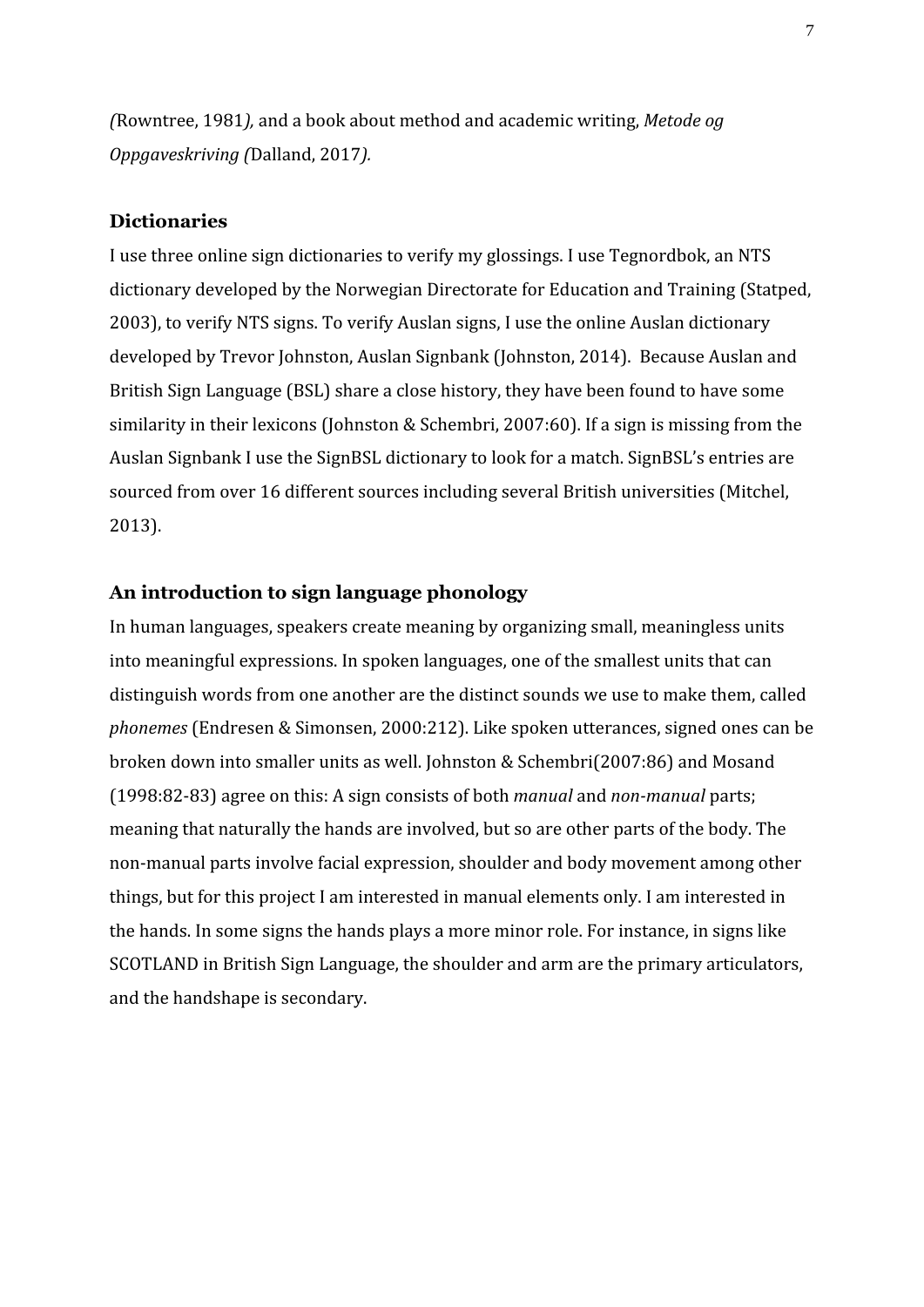*(*Rowntree, 1981*),* and a book about method and academic writing, *Metode og Oppgaveskriving (*Dalland, 2017*).*

### Dictionaries

I use three online sign dictionaries to verify my glossings. I use Tegnordbok, an NTS dictionary developed by the Norwegian Directorate for Education and Training (Statped, 2003), to verify NTS signs. To verify Auslan signs, I use the online Auslan dictionary developed by Trevor Johnston, Auslan Signbank (Johnston, 2014). Because Auslan and British Sign Language (BSL) share a close history, they have been found to have some similarity in their lexicons (Johnston & Schembri, 2007:60). If a sign is missing from the Auslan Signbank I use the SignBSL dictionary to look for a match. SignBSL's entries are sourced from over 16 different sources including several British universities (Mitchel, 2013).

### An introduction to sign language phonology

In human languages, speakers create meaning by organizing small, meaningless units into meaningful expressions. In spoken languages, one of the smallest units that can distinguish words from one another are the distinct sounds we use to make them, called *phonemes* (Endresen & Simonsen, 2000:212). Like spoken utterances, signed ones can be broken down into smaller units as well. Johnston & Schembri(2007:86) and Mosand (1998:82-83) agree on this: A sign consists of both *manual* and *non-manual* parts; meaning that naturally the hands are involved, but so are other parts of the body. The non-manual parts involve facial expression, shoulder and body movement among other things, but for this project I am interested in manual elements only. I am interested in the hands. In some signs the hands plays a more minor role. For instance, in signs like SCOTLAND in British Sign Language, the shoulder and arm are the primary articulators, and the handshape is secondary.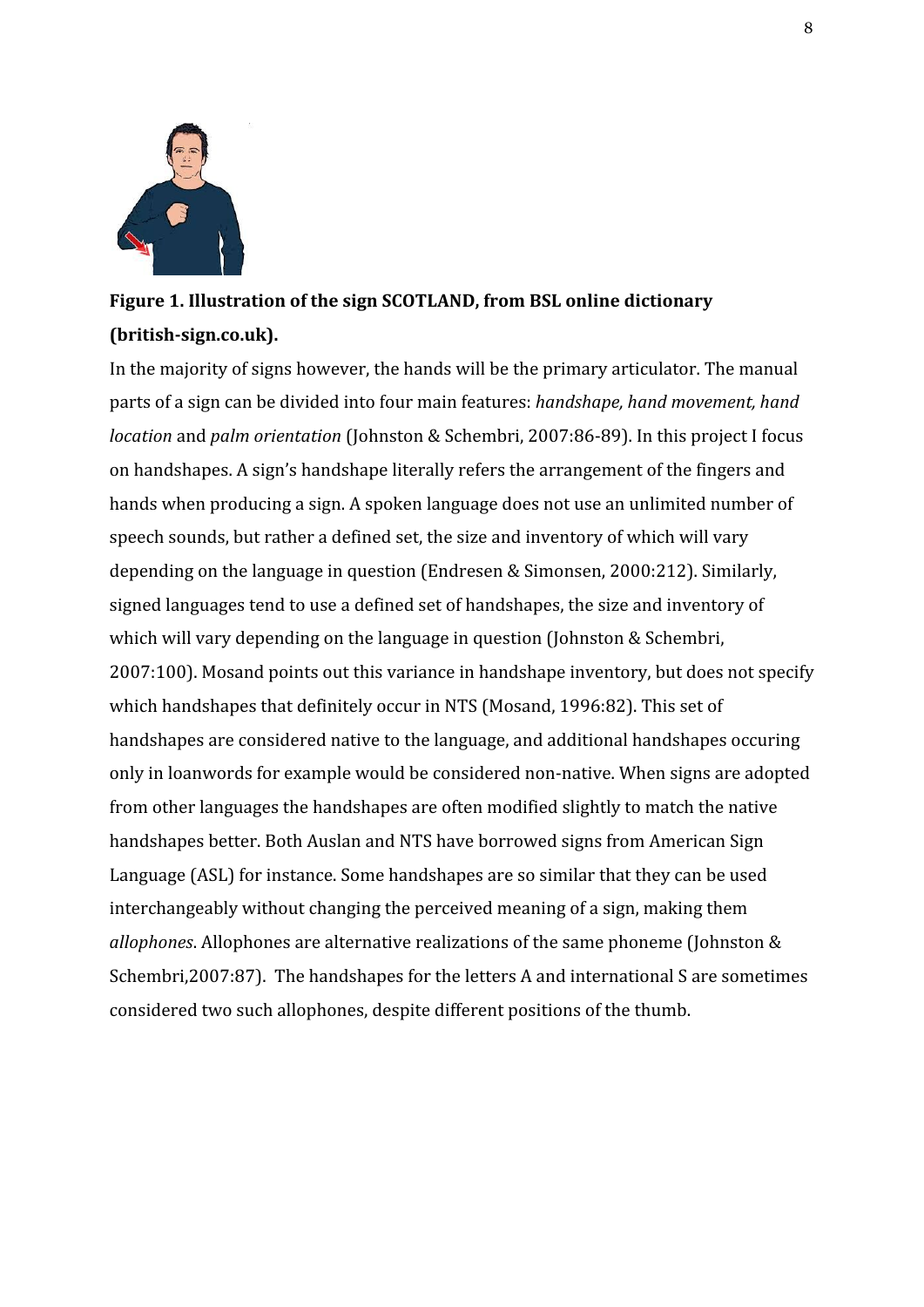**Figure 1. Illustration of the sign SCOTLAND, from BSL online dictionary (british-sign.co.uk).**

In the majority of signs however, the hands will be the primary articulator. The manual parts of a sign can be divided into four main features: *handshape, hand movement, hand location* and *palm orientation* (Johnston & Schembri, 2007:86-89). In this project I focus on handshapes. A sign's handshape literally refers the arrangement of the fingers and hands when producing a sign. A spoken language does not use an unlimited number of speech sounds, but rather a defined set, the size and inventory of which will vary depending on the language in question (Endresen & Simonsen, 2000:212). Similarly, signed languages tend to use a defined set of handshapes, the size and inventory of which will vary depending on the language in question (Johnston & Schembri, 2007:100). Mosand points out this variance in handshape inventory, but does not specify which handshapes that definitely occur in NTS (Mosand, 1996:82). This set of handshapes are considered native to the language, and additional handshapes occuring only in loanwords for example would be considered non-native. When signs are adopted from other languages the handshapes are often modified slightly to match the native handshapes better. Both Auslan and NTS have borrowed signs from American Sign Language (ASL) for instance. Some handshapes are so similar that they can be used interchangeably without changing the perceived meaning of a sign, making them *allophones*. Allophones are alternative realizations of the same phoneme (Johnston & Schembri,2007:87). The handshapes for the letters A and international S are sometimes considered two such allophones, despite different positions of the thumb.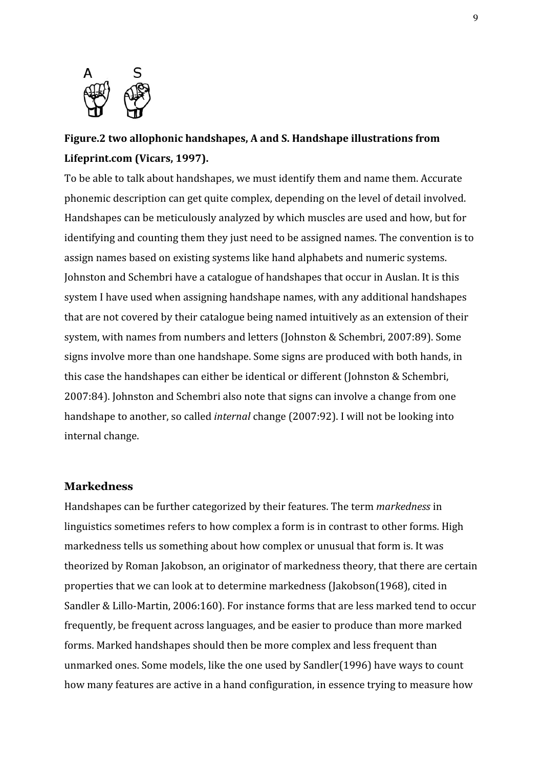**Figure.2 two allophonic handshapes, A and S. Handshape illustrations from Lifeprint.com (Vicars, 1997).**

To be able to talk about handshapes, we must identify them and name them. Accurate phonemic description can get quite complex, depending on the level of detail involved. Handshapes can be meticulously analyzed by which muscles are used and how, but for identifying and counting them they just need to be assigned names. The convention is to assign names based on existing systems like hand alphabets and numeric systems. Johnston and Schembri have a catalogue of handshapes that occur in Auslan. It is this system I have used when assigning handshape names, with any additional handshapes that are not covered by their catalogue being named intuitively as an extension of their system, with names from numbers and letters (Johnston & Schembri, 2007:89). Some signs involve more than one handshape. Some signs are produced with both hands, in this case the handshapes can either be identical or different (Johnston & Schembri, 2007:84). Johnston and Schembri also note that signs can involve a change from one handshape to another, so called *internal* change (2007:92). I will not be looking into internal change.

## Markedness

Handshapes can be further categorized by their features. The term *markedness* in linguistics sometimes refers to how complex a form is in contrast to other forms. High markedness tells us something about how complex or unusual that form is. It was theorized by Roman Jakobson, an originator of markedness theory, that there are certain properties that we can look at to determine markedness (Jakobson(1968), cited in Sandler & Lillo-Martin, 2006:160). For instance forms that are less marked tend to occur frequently, be frequent across languages, and be easier to produce than more marked forms. Marked handshapes should then be more complex and less frequent than unmarked ones. Some models, like the one used by Sandler(1996) have ways to count how many features are active in a hand configuration, in essence trying to measure how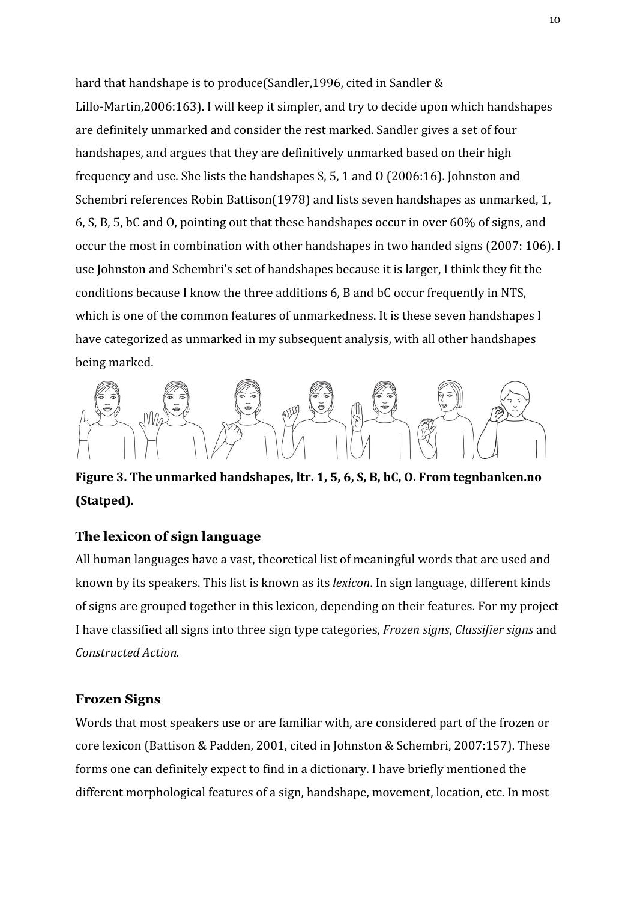hard that handshape is to produce(Sandler,1996, cited in Sandler & Lillo-Martin,2006:163). I will keep it simpler, and try to decide upon which handshapes are definitely unmarked and consider the rest marked. Sandler gives a set of four handshapes, and argues that they are definitively unmarked based on their high frequency and use. She lists the handshapes S, 5, 1 and O (2006:16). Johnston and Schembri references Robin Battison(1978) and lists seven handshapes as unmarked, 1, 6, S, B, 5, bC and O, pointing out that these handshapes occur in over 60% of signs, and occur the most in combination with other handshapes in two handed signs (2007: 106). I use Johnston and Schembri's set of handshapes because it is larger, I think they fit the conditions because I know the three additions 6, B and bC occur frequently in NTS, which is one of the common features of unmarkedness. It is these seven handshapes I have categorized as unmarked in my subsequent analysis, with all other handshapes being marked.

**Figure 3. The unmarked handshapes, ltr. 1, 5, 6, S, B, bC, O. From tegnbanken.no (Statped).**

### The lexicon of sign language

All human languages have a vast, theoretical list of meaningful words that are used and known by its speakers. This list is known as its *lexicon*. In sign language, different kinds of signs are grouped together in this lexicon, depending on their features. For my project I have classified all signs into three sign type categories, *Frozen signs*, *Classifier signs* and *Constructed Action.*

### Frozen Signs

Words that most speakers use or are familiar with, are considered part of the frozen or core lexicon (Battison & Padden, 2001, cited in Johnston & Schembri, 2007:157). These forms one can definitely expect to find in a dictionary. I have briefly mentioned the different morphological features of a sign, handshape, movement, location, etc. In most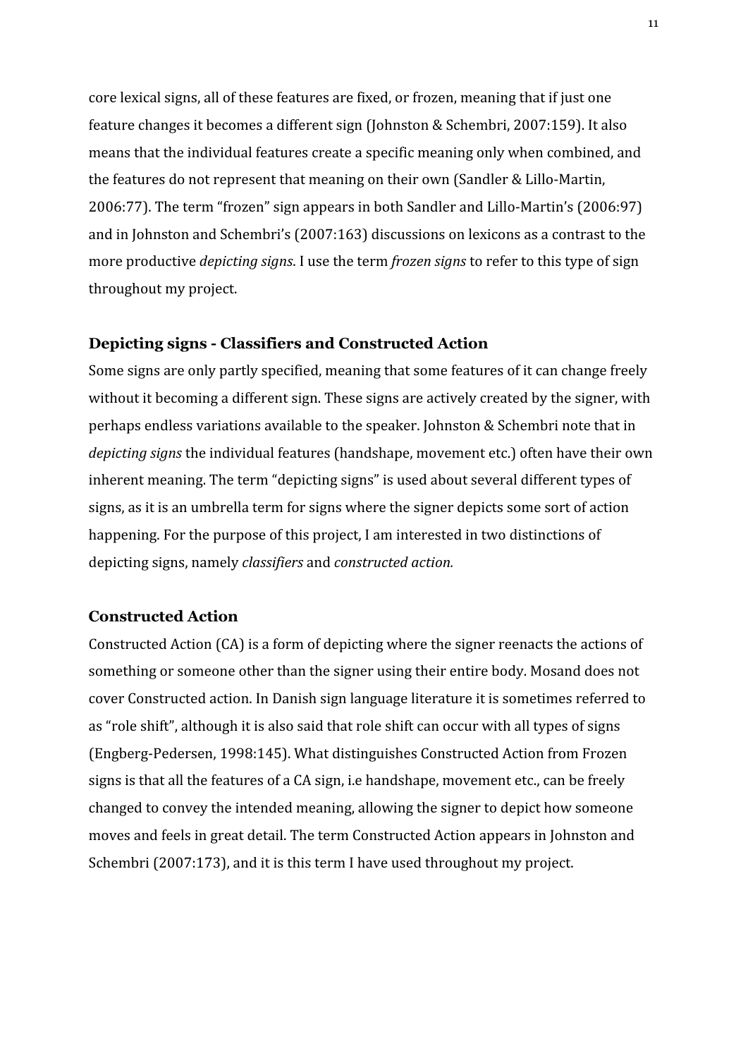core lexical signs, all of these features are fixed, or frozen, meaning that if just one feature changes it becomes a different sign (Johnston & Schembri, 2007:159). It also means that the individual features create a specific meaning only when combined, and the features do not represent that meaning on their own (Sandler & Lillo-Martin, 2006:77). The term "frozen" sign appears in both Sandler and Lillo-Martin's (2006:97) and in Johnston and Schembri's (2007:163) discussions on lexicons as a contrast to the more productive *depicting signs*. I use the term *frozen signs* to refer to this type of sign throughout my project.

### Depicting signs - Classifiers and Constructed Action

Some signs are only partly specified, meaning that some features of it can change freely without it becoming a different sign. These signs are actively created by the signer, with perhaps endless variations available to the speaker. Johnston & Schembri note that in *depicting signs* the individual features (handshape, movement etc.) often have their own inherent meaning. The term "depicting signs" is used about several different types of signs, as it is an umbrella term for signs where the signer depicts some sort of action happening. For the purpose of this project, I am interested in two distinctions of depicting signs, namely *classifiers* and *constructed action.*

### Constructed Action

Constructed Action (CA) is a form of depicting where the signer reenacts the actions of something or someone other than the signer using their entire body. Mosand does not cover Constructed action. In Danish sign language literature it is sometimes referred to as "role shift", although it is also said that role shift can occur with all types of signs (Engberg-Pedersen, 1998:145). What distinguishes Constructed Action from Frozen signs is that all the features of a CA sign, i.e handshape, movement etc., can be freely changed to convey the intended meaning, allowing the signer to depict how someone moves and feels in great detail. The term Constructed Action appears in Johnston and Schembri (2007:173), and it is this term I have used throughout my project.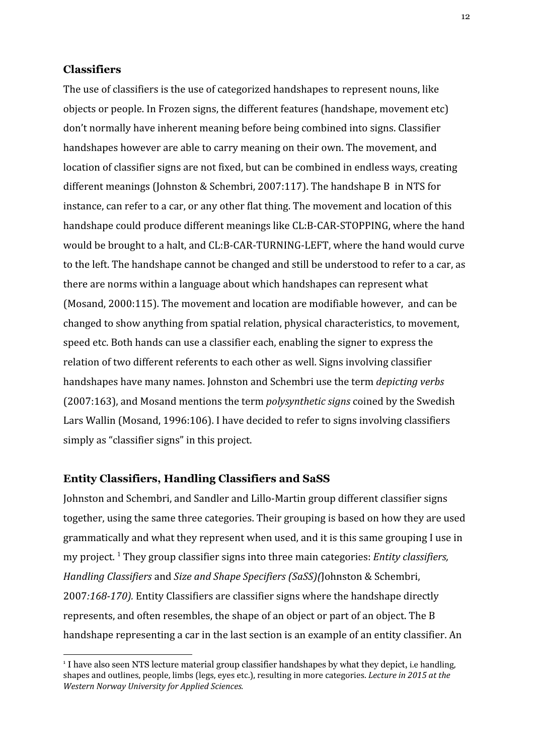## Classifiers

The use of classifiers is the use of categorized handshapes to represent nouns, like objects or people. In Frozen signs, the different features (handshape, movement etc) don't normally have inherent meaning before being combined into signs. Classifier handshapes however are able to carry meaning on their own. The movement, and location of classifier signs are not fixed, but can be combined in endless ways, creating different meanings (Johnston & Schembri, 2007:117). The handshape B in NTS for instance, can refer to a car, or any other flat thing. The movement and location of this handshape could produce different meanings like CL:B-CAR-STOPPING, where the hand would be brought to a halt, and CL:B-CAR-TURNING-LEFT, where the hand would curve to the left. The handshape cannot be changed and still be understood to refer to a car, as there are norms within a language about which handshapes can represent what (Mosand, 2000:115). The movement and location are modifiable however, and can be changed to show anything from spatial relation, physical characteristics, to movement, speed etc. Both hands can use a classifier each, enabling the signer to express the relation of two different referents to each other as well. Signs involving classifier handshapes have many names. Johnston and Schembri use the term *depicting verbs* (2007:163), and Mosand mentions the term *polysynthetic signs* coined by the Swedish Lars Wallin (Mosand, 1996:106). I have decided to refer to signs involving classifiers simply as "classifier signs" in this project.

## Entity Classifiers, Handling Classifiers and SaSS

Johnston and Schembri, and Sandler and Lillo-Martin group different classifier signs together, using the same three categories. Their grouping is based on how they are used grammatically and what they represent when used, and it is this same grouping I use in my project. [1] They group classifier signs into three main categories: *Entity classifiers, Handling Classifiers* and *Size and Shape Specifiers (SaSS)(*Johnston & Schembri, 2007*:168-170).* Entity Classifiers are classifier signs where the handshape directly represents, and often resembles, the shape of an object or part of an object. The B handshape representing a car in the last section is an example of an entity classifier. An

[1] I have also seen NTS lecture material group classifier handshapes by what they depict, i.e handling, shapes and outlines, people, limbs (legs, eyes etc.), resulting in more categories. *Lecture in 2015 at the Western Norway University for Applied Sciences.*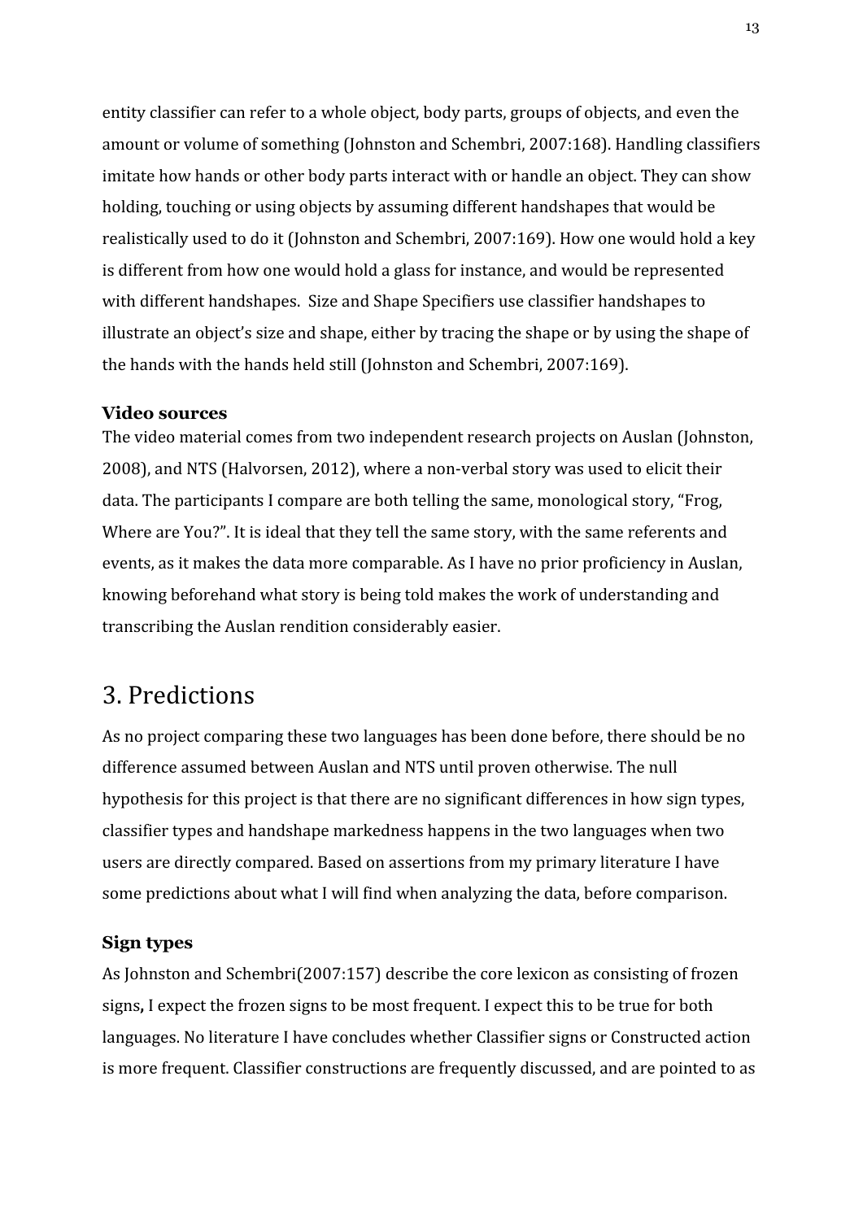entity classifier can refer to a whole object, body parts, groups of objects, and even the amount or volume of something (Johnston and Schembri, 2007:168). Handling classifiers imitate how hands or other body parts interact with or handle an object. They can show holding, touching or using objects by assuming different handshapes that would be realistically used to do it (Johnston and Schembri, 2007:169). How one would hold a key is different from how one would hold a glass for instance, and would be represented with different handshapes. Size and Shape Specifiers use classifier handshapes to illustrate an object's size and shape, either by tracing the shape or by using the shape of the hands with the hands held still (Johnston and Schembri, 2007:169).

### Video sources

The video material comes from two independent research projects on Auslan (Johnston, 2008), and NTS (Halvorsen, 2012), where a non-verbal story was used to elicit their data. The participants I compare are both telling the same, monological story, "Frog, Where are You?". It is ideal that they tell the same story, with the same referents and events, as it makes the data more comparable. As I have no prior proficiency in Auslan, knowing beforehand what story is being told makes the work of understanding and transcribing the Auslan rendition considerably easier.

## 3. Predictions

As no project comparing these two languages has been done before, there should be no difference assumed between Auslan and NTS until proven otherwise. The null hypothesis for this project is that there are no significant differences in how sign types, classifier types and handshape markedness happens in the two languages when two users are directly compared. Based on assertions from my primary literature I have some predictions about what I will find when analyzing the data, before comparison.

### Sign types

As Johnston and Schembri(2007:157) describe the core lexicon as consisting of frozen signs**,** I expect the frozen signs to be most frequent. I expect this to be true for both languages. No literature I have concludes whether Classifier signs or Constructed action is more frequent. Classifier constructions are frequently discussed, and are pointed to as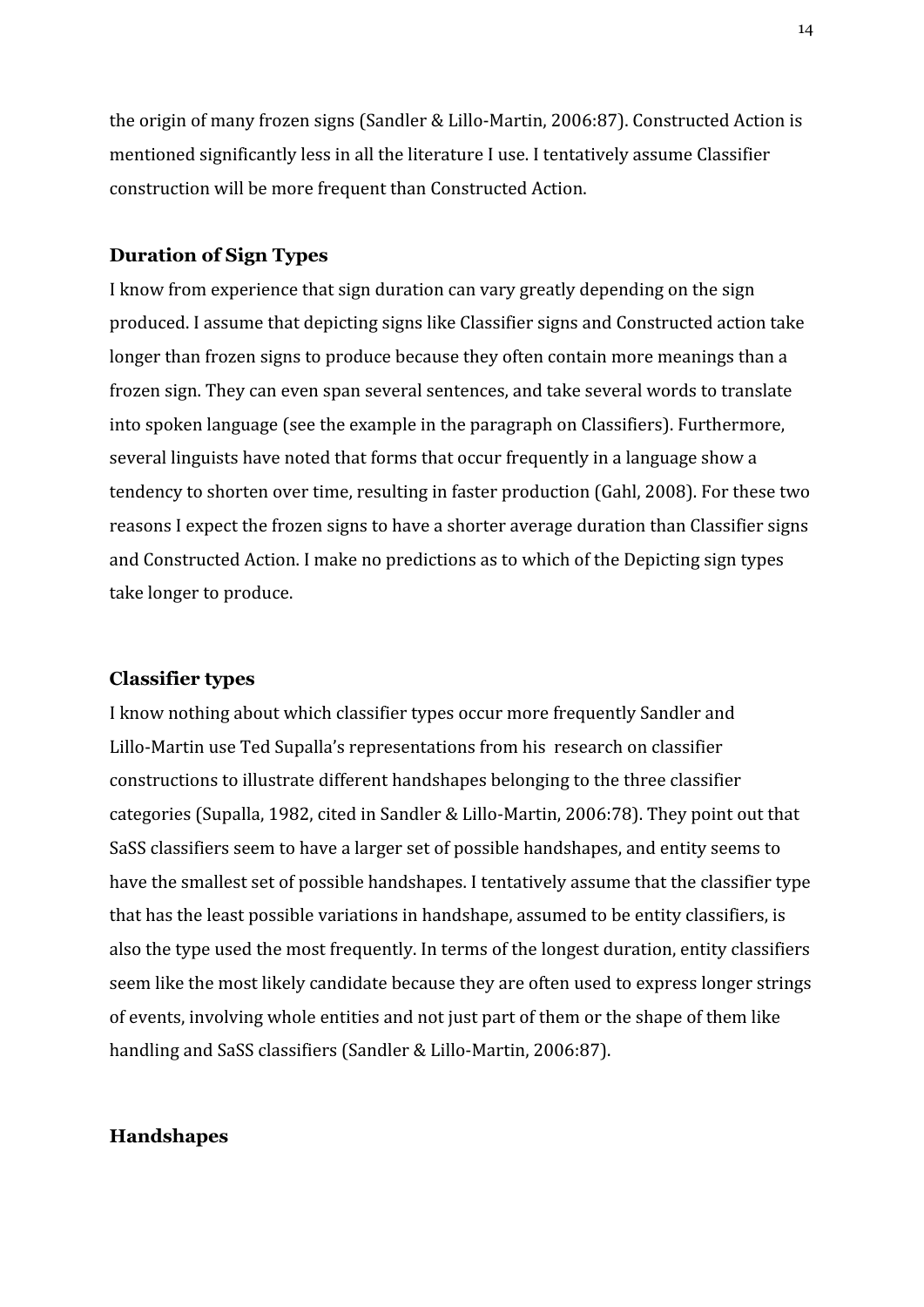the origin of many frozen signs (Sandler & Lillo-Martin, 2006:87). Constructed Action is mentioned significantly less in all the literature I use. I tentatively assume Classifier construction will be more frequent than Constructed Action.

### Duration of Sign Types

I know from experience that sign duration can vary greatly depending on the sign produced. I assume that depicting signs like Classifier signs and Constructed action take longer than frozen signs to produce because they often contain more meanings than a frozen sign. They can even span several sentences, and take several words to translate into spoken language (see the example in the paragraph on Classifiers). Furthermore, several linguists have noted that forms that occur frequently in a language show a tendency to shorten over time, resulting in faster production (Gahl, 2008). For these two reasons I expect the frozen signs to have a shorter average duration than Classifier signs and Constructed Action. I make no predictions as to which of the Depicting sign types take longer to produce.

### Classifier types

I know nothing about which classifier types occur more frequently Sandler and Lillo-Martin use Ted Supalla's representations from his research on classifier constructions to illustrate different handshapes belonging to the three classifier categories (Supalla, 1982, cited in Sandler & Lillo-Martin, 2006:78). They point out that SaSS classifiers seem to have a larger set of possible handshapes, and entity seems to have the smallest set of possible handshapes. I tentatively assume that the classifier type that has the least possible variations in handshape, assumed to be entity classifiers, is also the type used the most frequently. In terms of the longest duration, entity classifiers seem like the most likely candidate because they are often used to express longer strings of events, involving whole entities and not just part of them or the shape of them like handling and SaSS classifiers (Sandler & Lillo-Martin, 2006:87).

### Handshapes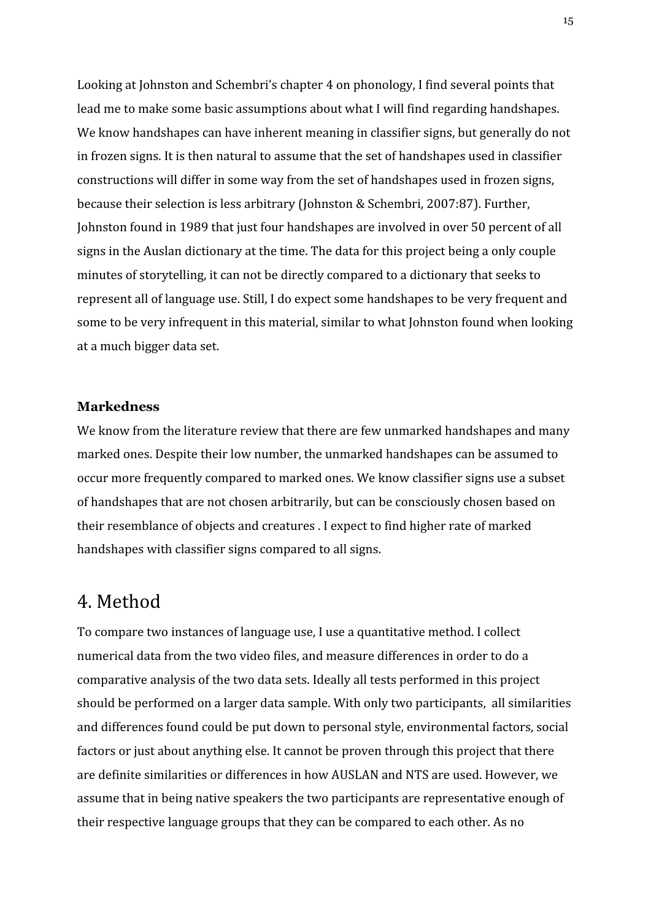Looking at Johnston and Schembri's chapter 4 on phonology, I find several points that lead me to make some basic assumptions about what I will find regarding handshapes. We know handshapes can have inherent meaning in classifier signs, but generally do not in frozen signs. It is then natural to assume that the set of handshapes used in classifier constructions will differ in some way from the set of handshapes used in frozen signs, because their selection is less arbitrary (Johnston & Schembri, 2007:87). Further, Johnston found in 1989 that just four handshapes are involved in over 50 percent of all signs in the Auslan dictionary at the time. The data for this project being a only couple minutes of storytelling, it can not be directly compared to a dictionary that seeks to represent all of language use. Still, I do expect some handshapes to be very frequent and some to be very infrequent in this material, similar to what Johnston found when looking at a much bigger data set.

### Markedness

We know from the literature review that there are few unmarked handshapes and many marked ones. Despite their low number, the unmarked handshapes can be assumed to occur more frequently compared to marked ones. We know classifier signs use a subset of handshapes that are not chosen arbitrarily, but can be consciously chosen based on their resemblance of objects and creatures . I expect to find higher rate of marked handshapes with classifier signs compared to all signs.

# 4. Method

To compare two instances of language use, I use a quantitative method. I collect numerical data from the two video files, and measure differences in order to do a comparative analysis of the two data sets. Ideally all tests performed in this project should be performed on a larger data sample. With only two participants, all similarities and differences found could be put down to personal style, environmental factors, social factors or just about anything else. It cannot be proven through this project that there are definite similarities or differences in how AUSLAN and NTS are used. However, we assume that in being native speakers the two participants are representative enough of their respective language groups that they can be compared to each other. As no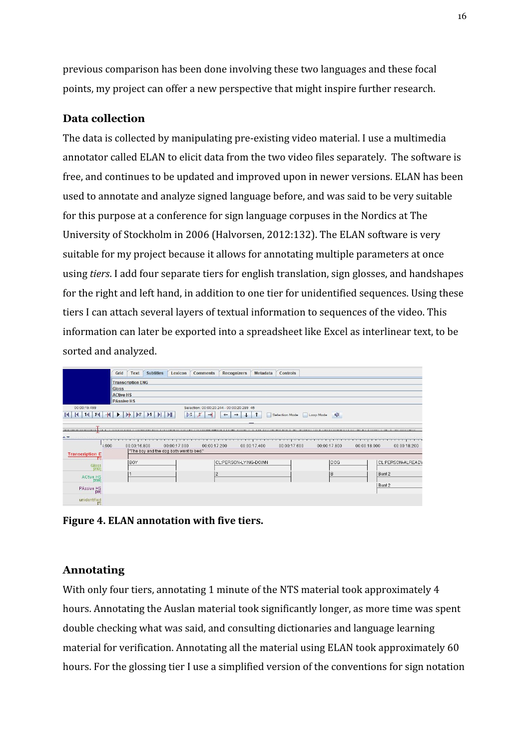previous comparison has been done involving these two languages and these focal points, my project can offer a new perspective that might inspire further research.

## Data collection

The data is collected by manipulating pre-existing video material. I use a multimedia annotator called ELAN to elicit data from the two video files separately. The software is free, and continues to be updated and improved upon in newer versions. ELAN has been used to annotate and analyze signed language before, and was said to be very suitable for this purpose at a conference for sign language corpuses in the Nordics at The University of Stockholm in 2006 (Halvorsen, 2012:132). The ELAN software is very suitable for my project because it allows for annotating multiple parameters at once using *tiers*. I add four separate tiers for english translation, sign glosses, and handshapes for the right and left hand, in addition to one tier for unidentified sequences. Using these tiers I can attach several layers of textual information to sequences of the video. This information can later be exported into a spreadsheet like Excel as interlinear text, to be sorted and analyzed.

**Figure 4. ELAN annotation with five tiers.**

## Annotating

With only four tiers, annotating 1 minute of the NTS material took approximately 4 hours. Annotating the Auslan material took significantly longer, as more time was spent double checking what was said, and consulting dictionaries and language learning material for verification. Annotating all the material using ELAN took approximately 60 hours. For the glossing tier I use a simplified version of the conventions for sign notation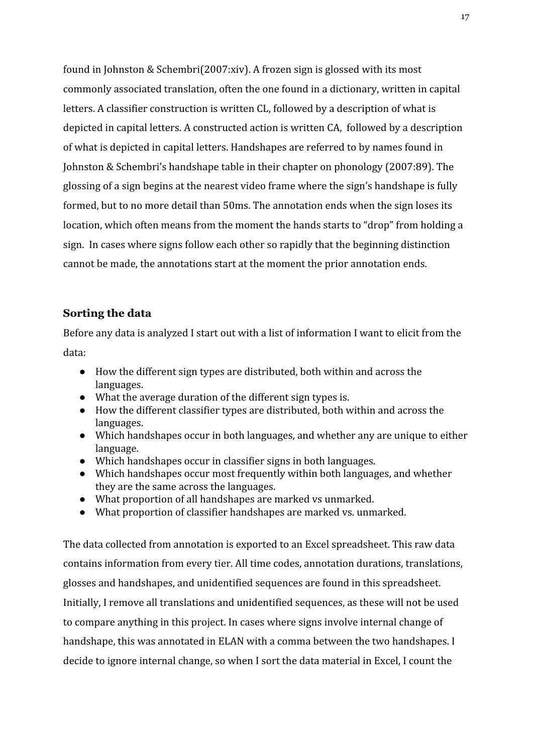found in Johnston & Schembri(2007:xiv). A frozen sign is glossed with its most commonly associated translation, often the one found in a dictionary, written in capital letters. A classifier construction is written CL, followed by a description of what is depicted in capital letters. A constructed action is written CA, followed by a description of what is depicted in capital letters. Handshapes are referred to by names found in Johnston & Schembri's handshape table in their chapter on phonology (2007:89). The glossing of a sign begins at the nearest video frame where the sign's handshape is fully formed, but to no more detail than 50ms. The annotation ends when the sign loses its location, which often means from the moment the hands starts to "drop" from holding a sign. In cases where signs follow each other so rapidly that the beginning distinction cannot be made, the annotations start at the moment the prior annotation ends.

## Sorting the data

Before any data is analyzed I start out with a list of information I want to elicit from the data:

- How the different sign types are distributed, both within and across the languages.
- What the average duration of the different sign types is.
- How the different classifier types are distributed, both within and across the languages.
- Which handshapes occur in both languages, and whether any are unique to either language.
- Which handshapes occur in classifier signs in both languages.
- Which handshapes occur most frequently within both languages, and whether they are the same across the languages.
- What proportion of all handshapes are marked vs unmarked.
- What proportion of classifier handshapes are marked vs. unmarked.

The data collected from annotation is exported to an Excel spreadsheet. This raw data contains information from every tier. All time codes, annotation durations, translations, glosses and handshapes, and unidentified sequences are found in this spreadsheet. Initially, I remove all translations and unidentified sequences, as these will not be used to compare anything in this project. In cases where signs involve internal change of handshape, this was annotated in ELAN with a comma between the two handshapes. I decide to ignore internal change, so when I sort the data material in Excel, I count the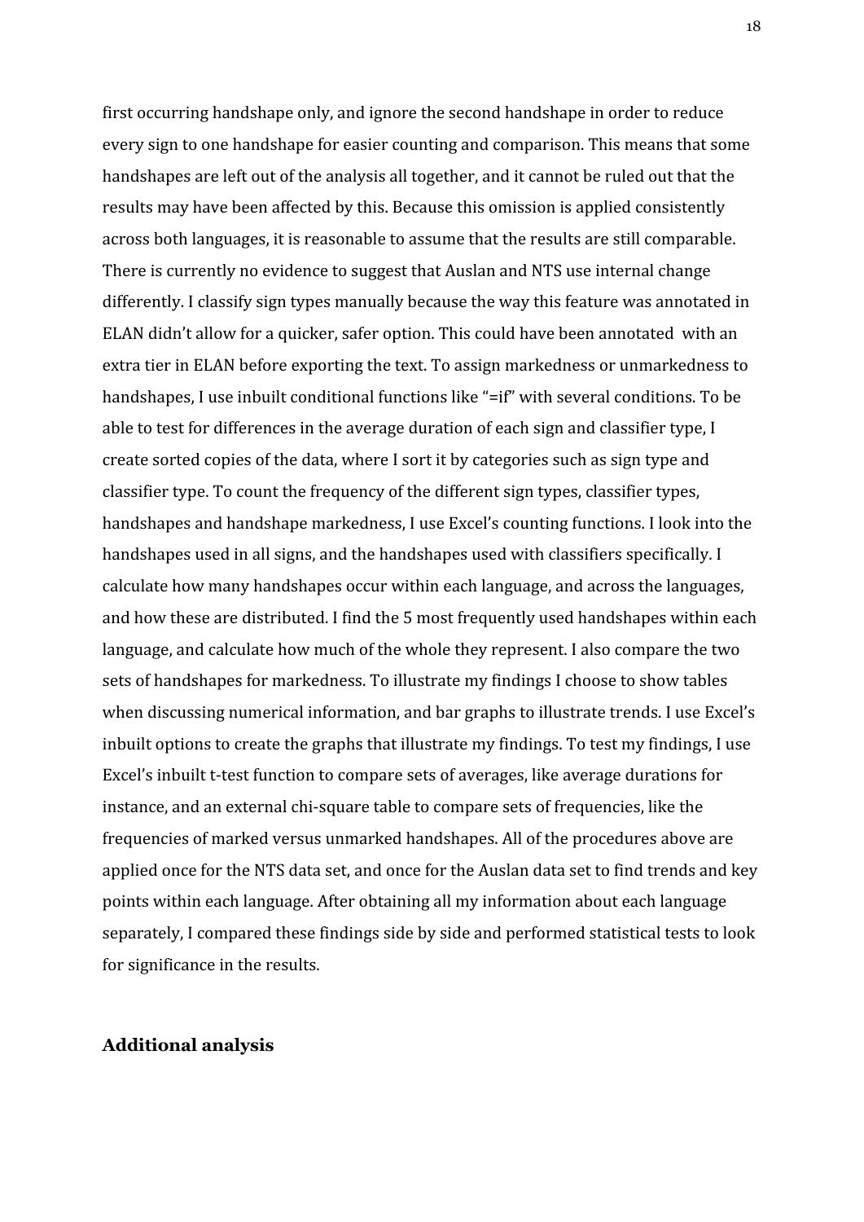first occurring handshape only, and ignore the second handshape in order to reduce every sign to one handshape for easier counting and comparison. This means that some handshapes are left out of the analysis all together, and it cannot be ruled out that the results may have been affected by this. Because this omission is applied consistently across both languages, it is reasonable to assume that the results are still comparable. There is currently no evidence to suggest that Auslan and NTS use internal change differently. I classify sign types manually because the way this feature was annotated in ELAN didn't allow for a quicker, safer option. This could have been annotated with an extra tier in ELAN before exporting the text. To assign markedness or unmarkedness to handshapes, I use inbuilt conditional functions like "=if" with several conditions. To be able to test for differences in the average duration of each sign and classifier type, I create sorted copies of the data, where I sort it by categories such as sign type and classifier type. To count the frequency of the different sign types, classifier types, handshapes and handshape markedness, I use Excel's counting functions. I look into the handshapes used in all signs, and the handshapes used with classifiers specifically. I calculate how many handshapes occur within each language, and across the languages, and how these are distributed. I find the 5 most frequently used handshapes within each language, and calculate how much of the whole they represent. I also compare the two sets of handshapes for markedness. To illustrate my findings I choose to show tables when discussing numerical information, and bar graphs to illustrate trends. I use Excel's inbuilt options to create the graphs that illustrate my findings. To test my findings, I use Excel's inbuilt t-test function to compare sets of averages, like average durations for instance, and an external chi-square table to compare sets of frequencies, like the frequencies of marked versus unmarked handshapes. All of the procedures above are applied once for the NTS data set, and once for the Auslan data set to find trends and key points within each language. After obtaining all my information about each language separately, I compared these findings side by side and performed statistical tests to look for significance in the results.

## Additional analysis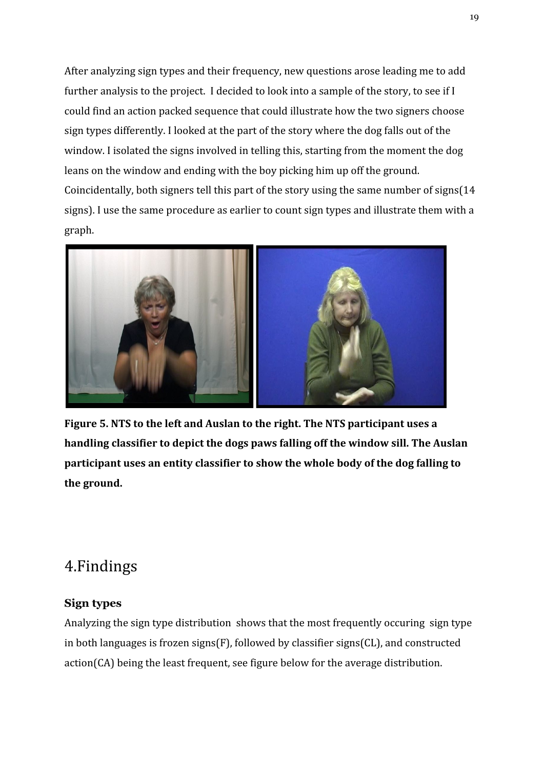After analyzing sign types and their frequency, new questions arose leading me to add further analysis to the project. I decided to look into a sample of the story, to see if I could find an action packed sequence that could illustrate how the two signers choose sign types differently. I looked at the part of the story where the dog falls out of the window. I isolated the signs involved in telling this, starting from the moment the dog leans on the window and ending with the boy picking him up off the ground. Coincidentally, both signers tell this part of the story using the same number of signs(14 signs). I use the same procedure as earlier to count sign types and illustrate them with a graph.

**Figure 5. NTS to the left and Auslan to the right. The NTS participant uses a handling classifier to depict the dogs paws falling off the window sill. The Auslan participant uses an entity classifier to show the whole body of the dog falling to the ground.**

# 4.Findings

### Sign types

Analyzing the sign type distribution shows that the most frequently occuring sign type in both languages is frozen signs(F), followed by classifier signs(CL), and constructed action(CA) being the least frequent, see figure below for the average distribution.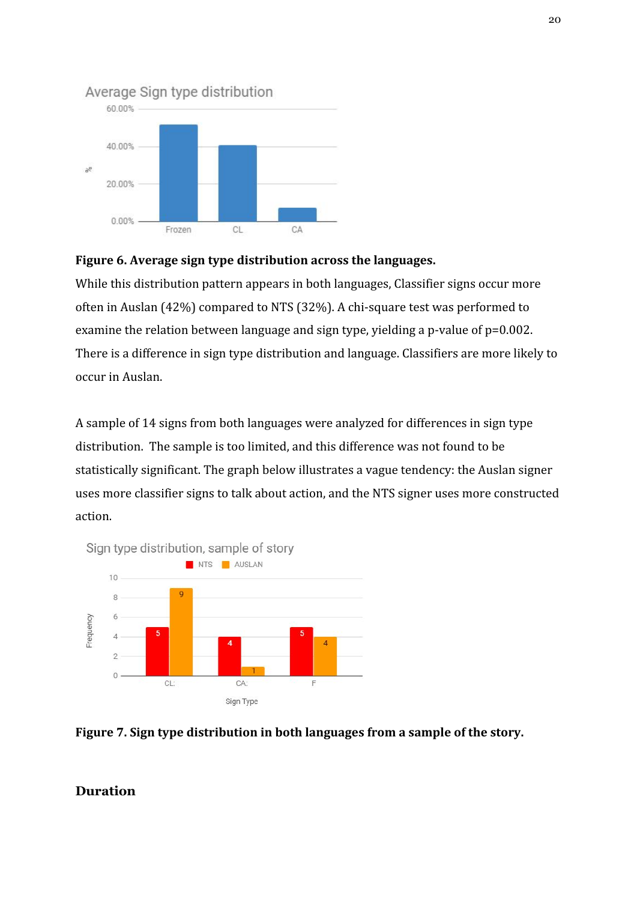**Figure 6. Average sign type distribution across the languages.**

While this distribution pattern appears in both languages, Classifier signs occur more often in Auslan (42%) compared to NTS (32%). A chi-square test was performed to examine the relation between language and sign type, yielding a p-value of $p=0.002$. There is a difference in sign type distribution and language. Classifiers are more likely to occur in Auslan.

A sample of 14 signs from both languages were analyzed for differences in sign type distribution. The sample is too limited, and this difference was not found to be statistically significant. The graph below illustrates a vague tendency: the Auslan signer uses more classifier signs to talk about action, and the NTS signer uses more constructed action.

**Figure 7. Sign type distribution in both languages from a sample of the story.**

## Duration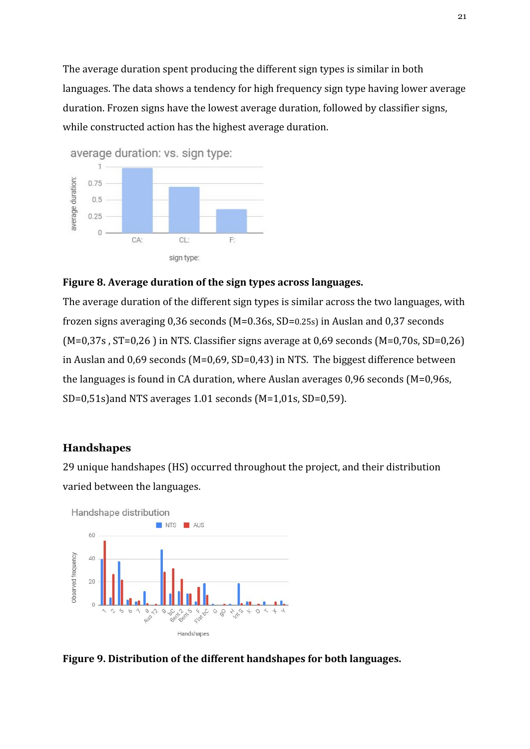The average duration spent producing the different sign types is similar in both languages. The data shows a tendency for high frequency sign type having lower average duration. Frozen signs have the lowest average duration, followed by classifier signs, while constructed action has the highest average duration.

**Figure 8. Average duration of the sign types across languages.**

The average duration of the different sign types is similar across the two languages, with frozen signs averaging 0,36 seconds (M=0.36s, SD=0.25s) in Auslan and 0,37 seconds (M=0,37s , ST=0,26 ) in NTS. Classifier signs average at 0,69 seconds (M=0,70s, SD=0,26) in Auslan and 0,69 seconds (M=0,69, SD=0,43) in NTS. The biggest difference between the languages is found in CA duration, where Auslan averages 0,96 seconds (M=0,96s, SD=0,51s)and NTS averages 1.01 seconds (M=1,01s, SD=0,59).

## Handshapes

29 unique handshapes (HS) occurred throughout the project, and their distribution varied between the languages.

**Figure 9. Distribution of the different handshapes for both languages.**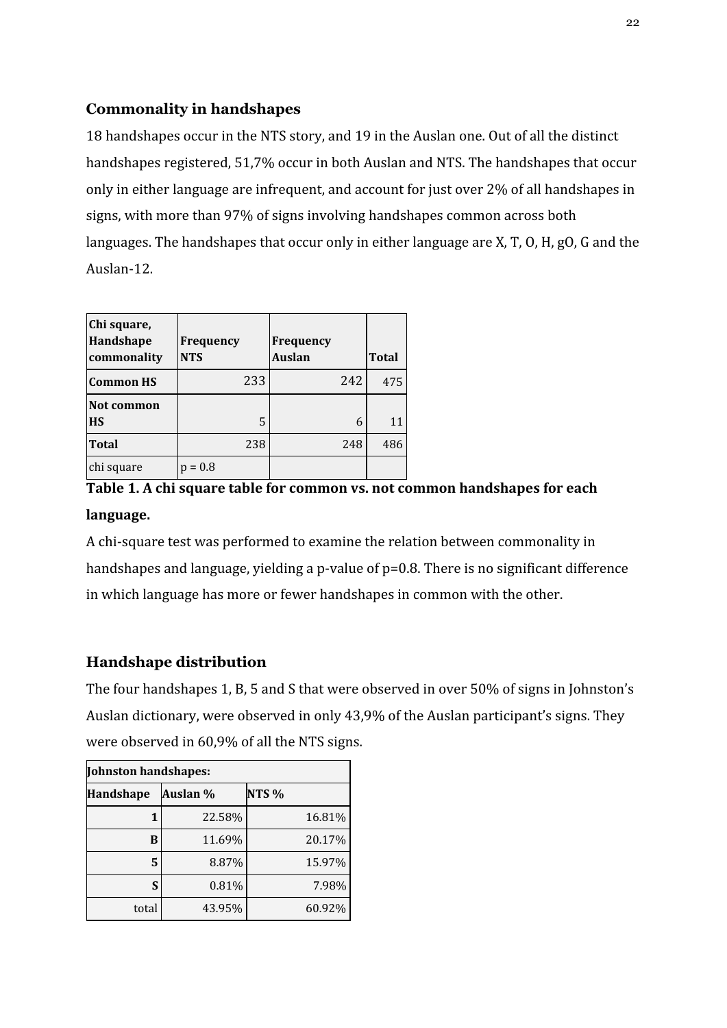## Commonality in handshapes

18 handshapes occur in the NTS story, and 19 in the Auslan one. Out of all the distinct handshapes registered, 51,7% occur in both Auslan and NTS. The handshapes that occur only in either language are infrequent, and account for just over 2% of all handshapes in signs, with more than 97% of signs involving handshapes common across both languages. The handshapes that occur only in either language are X, T, O, H, gO, G and the Auslan-12.

| Chi square, Handshape commonality | Frequency NTS | Frequency Auslan | Total |
|---|---|---|---|
| **Common HS** | 233 | 242 | 475 |
| **Not common HS** | 5 | 6 | 11 |
| **Total** | 238 | 248 | 486 |
| chi square | $p = 0.8$ | | |

**Table 1. A chi square table for common vs. not common handshapes for each language.**

A chi-square test was performed to examine the relation between commonality in handshapes and language, yielding a p-value of $p=0.8$. There is no significant difference in which language has more or fewer handshapes in common with the other.

## Handshape distribution

The four handshapes 1, B, 5 and S that were observed in over 50% of signs in Johnston's Auslan dictionary, were observed in only 43,9% of the Auslan participant's signs. They were observed in 60,9% of all the NTS signs.

| **Johnston handshapes:** | | |
|---|---|---|
| **Handshape** | **Auslan %** | **NTS %** |
| **1** | 22.58% | 16.81% |
| **B** | 11.69% | 20.17% |
| **5** | 8.87% | 15.97% |
| **S** | 0.81% | 7.98% |
| total | 43.95% | 60.92% |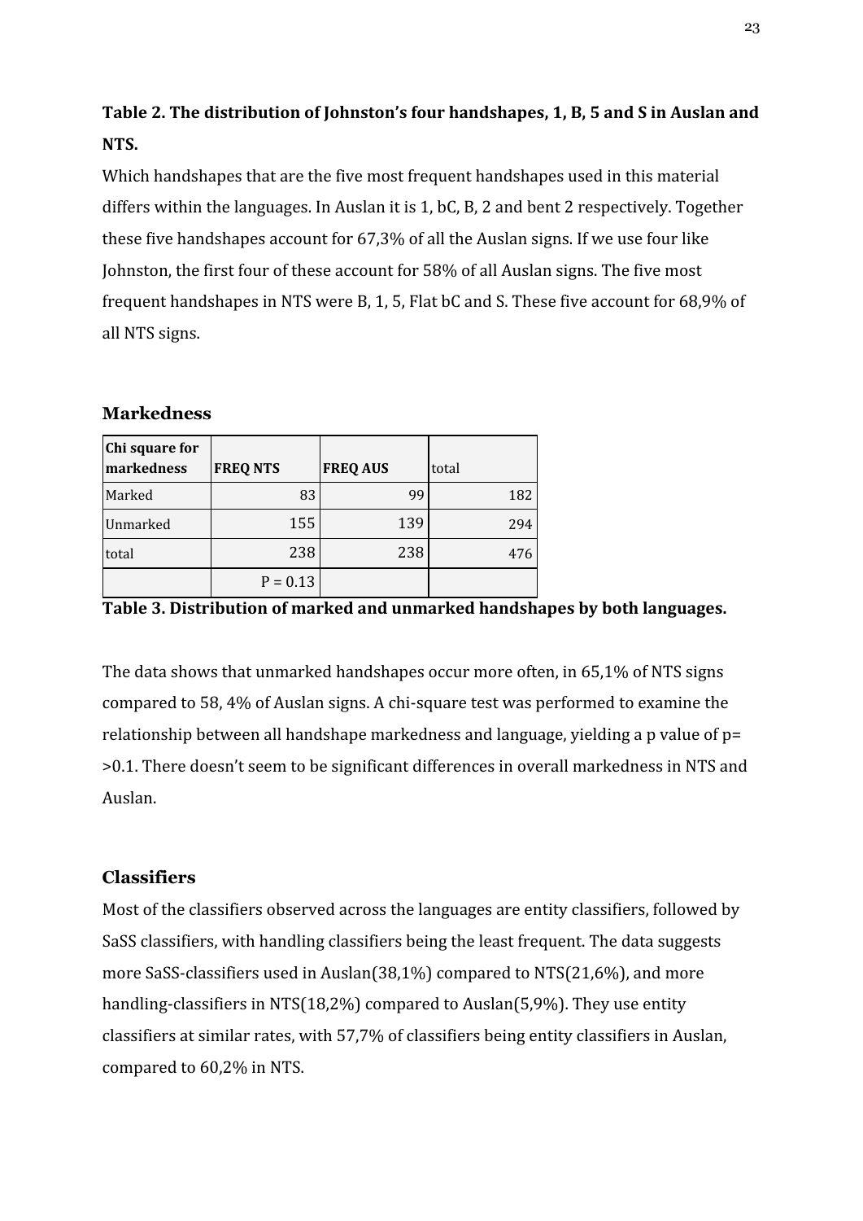**Table 2. The distribution of Johnston's four handshapes, 1, B, 5 and S in Auslan and NTS.**

Which handshapes that are the five most frequent handshapes used in this material differs within the languages. In Auslan it is 1, bC, B, 2 and bent 2 respectively. Together these five handshapes account for 67,3% of all the Auslan signs. If we use four like Johnston, the first four of these account for 58% of all Auslan signs. The five most frequent handshapes in NTS were B, 1, 5, Flat bC and S. These five account for 68,9% of all NTS signs.

## Markedness

| Chi square for markedness | FREQ NTS | FREQ AUS | total |
|---|---|---|---|
| Marked | 83 | 99 | 182 |
| Unmarked | 155 | 139 | 294 |
| total | 238 | 238 | 476 |
| | P = 0.13 | | |

**Table 3. Distribution of marked and unmarked handshapes by both languages.**

The data shows that unmarked handshapes occur more often, in 65,1% of NTS signs compared to 58, 4% of Auslan signs. A chi-square test was performed to examine the relationship between all handshape markedness and language, yielding a p value of p= >0.1. There doesn't seem to be significant differences in overall markedness in NTS and Auslan.

## Classifiers

Most of the classifiers observed across the languages are entity classifiers, followed by SaSS classifiers, with handling classifiers being the least frequent. The data suggests more SaSS-classifiers used in Auslan(38,1%) compared to NTS(21,6%), and more handling-classifiers in NTS(18,2%) compared to Auslan(5,9%). They use entity classifiers at similar rates, with 57,7% of classifiers being entity classifiers in Auslan, compared to 60,2% in NTS.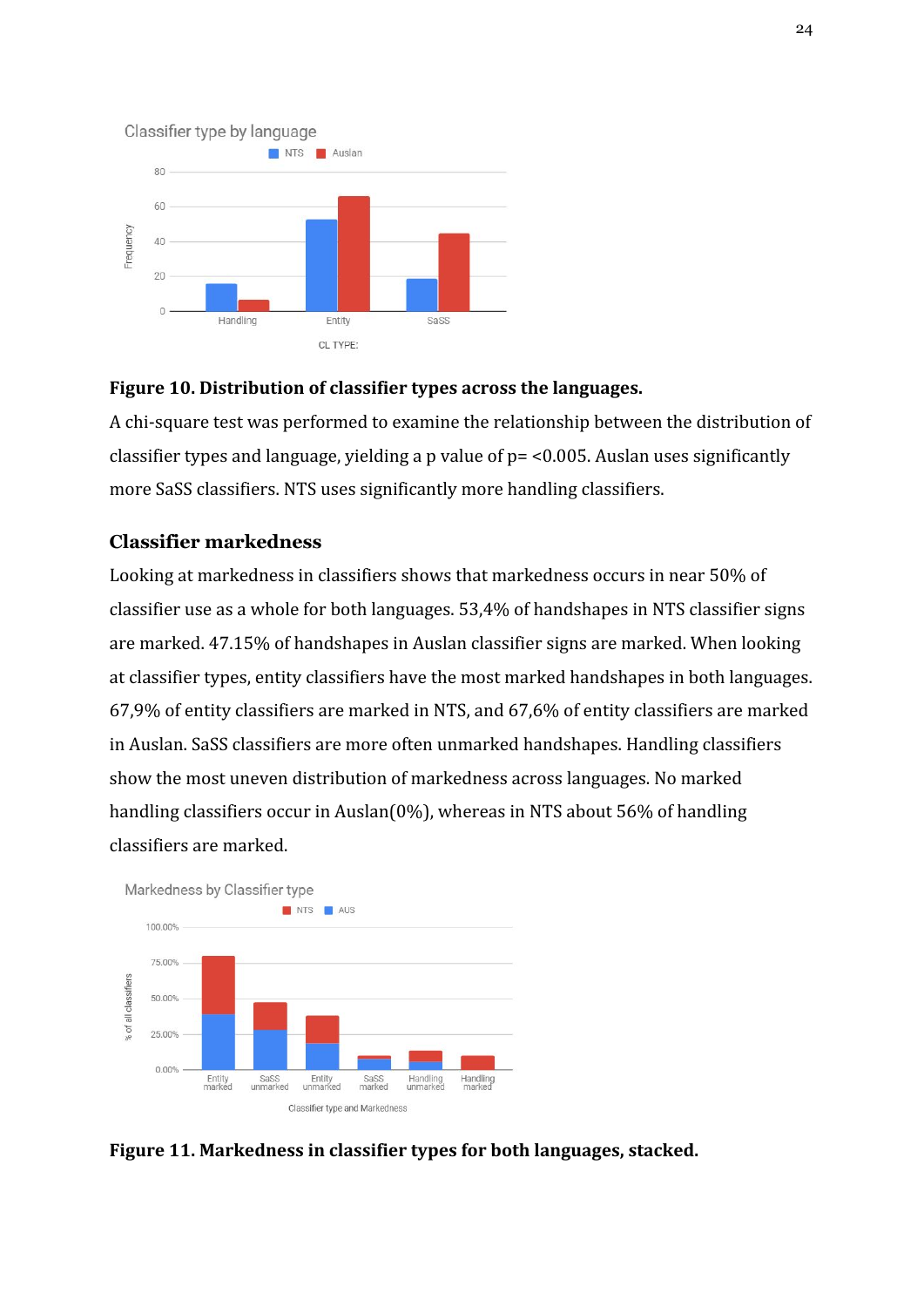**Figure 10. Distribution of classifier types across the languages.**

A chi-square test was performed to examine the relationship between the distribution of classifier types and language, yielding a p value of p= <0.005. Auslan uses significantly more SaSS classifiers. NTS uses significantly more handling classifiers.

### Classifier markedness

Looking at markedness in classifiers shows that markedness occurs in near 50% of classifier use as a whole for both languages. 53,4% of handshapes in NTS classifier signs are marked. 47.15% of handshapes in Auslan classifier signs are marked. When looking at classifier types, entity classifiers have the most marked handshapes in both languages. 67,9% of entity classifiers are marked in NTS, and 67,6% of entity classifiers are marked in Auslan. SaSS classifiers are more often unmarked handshapes. Handling classifiers show the most uneven distribution of markedness across languages. No marked handling classifiers occur in Auslan(0%), whereas in NTS about 56% of handling classifiers are marked.

**Figure 11. Markedness in classifier types for both languages, stacked.**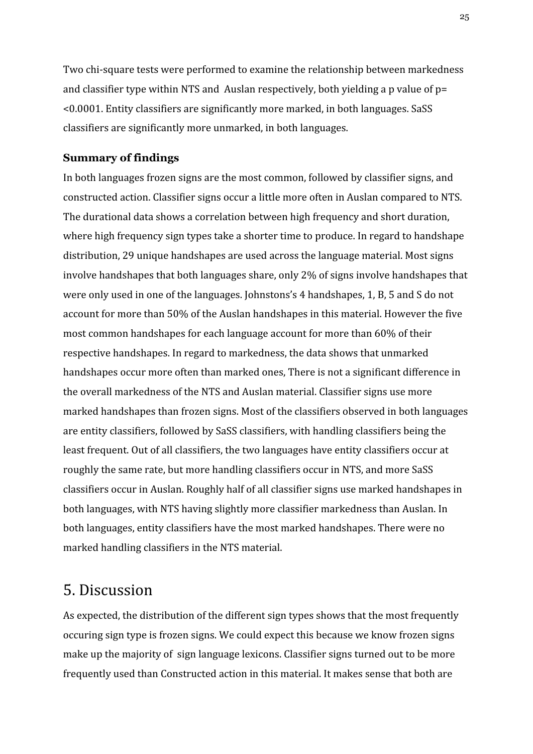Two chi-square tests were performed to examine the relationship between markedness and classifier type within NTS and Auslan respectively, both yielding a p value of $p = <0.0001$. Entity classifiers are significantly more marked, in both languages. SaSS classifiers are significantly more unmarked, in both languages.

### Summary of findings

In both languages frozen signs are the most common, followed by classifier signs, and constructed action. Classifier signs occur a little more often in Auslan compared to NTS. The durational data shows a correlation between high frequency and short duration, where high frequency sign types take a shorter time to produce. In regard to handshape distribution, 29 unique handshapes are used across the language material. Most signs involve handshapes that both languages share, only 2% of signs involve handshapes that were only used in one of the languages. Johnstons's 4 handshapes, 1, B, 5 and S do not account for more than 50% of the Auslan handshapes in this material. However the five most common handshapes for each language account for more than 60% of their respective handshapes. In regard to markedness, the data shows that unmarked handshapes occur more often than marked ones, There is not a significant difference in the overall markedness of the NTS and Auslan material. Classifier signs use more marked handshapes than frozen signs. Most of the classifiers observed in both languages are entity classifiers, followed by SaSS classifiers, with handling classifiers being the least frequent. Out of all classifiers, the two languages have entity classifiers occur at roughly the same rate, but more handling classifiers occur in NTS, and more SaSS classifiers occur in Auslan. Roughly half of all classifier signs use marked handshapes in both languages, with NTS having slightly more classifier markedness than Auslan. In both languages, entity classifiers have the most marked handshapes. There were no marked handling classifiers in the NTS material.

# 5. Discussion

As expected, the distribution of the different sign types shows that the most frequently occuring sign type is frozen signs. We could expect this because we know frozen signs make up the majority of sign language lexicons. Classifier signs turned out to be more frequently used than Constructed action in this material. It makes sense that both are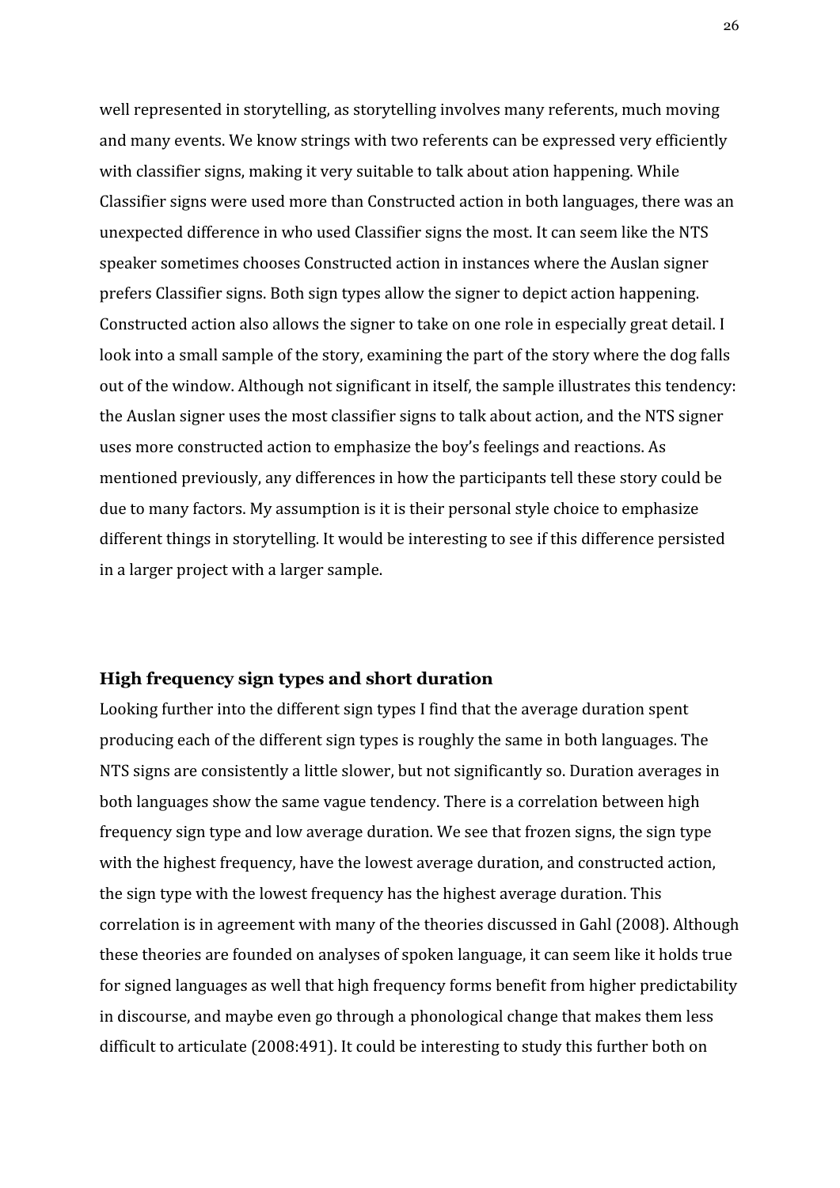well represented in storytelling, as storytelling involves many referents, much moving and many events. We know strings with two referents can be expressed very efficiently with classifier signs, making it very suitable to talk about ation happening. While Classifier signs were used more than Constructed action in both languages, there was an unexpected difference in who used Classifier signs the most. It can seem like the NTS speaker sometimes chooses Constructed action in instances where the Auslan signer prefers Classifier signs. Both sign types allow the signer to depict action happening. Constructed action also allows the signer to take on one role in especially great detail. I look into a small sample of the story, examining the part of the story where the dog falls out of the window. Although not significant in itself, the sample illustrates this tendency: the Auslan signer uses the most classifier signs to talk about action, and the NTS signer uses more constructed action to emphasize the boy's feelings and reactions. As mentioned previously, any differences in how the participants tell these story could be due to many factors. My assumption is it is their personal style choice to emphasize different things in storytelling. It would be interesting to see if this difference persisted in a larger project with a larger sample.

### High frequency sign types and short duration

Looking further into the different sign types I find that the average duration spent producing each of the different sign types is roughly the same in both languages. The NTS signs are consistently a little slower, but not significantly so. Duration averages in both languages show the same vague tendency. There is a correlation between high frequency sign type and low average duration. We see that frozen signs, the sign type with the highest frequency, have the lowest average duration, and constructed action, the sign type with the lowest frequency has the highest average duration. This correlation is in agreement with many of the theories discussed in Gahl (2008). Although these theories are founded on analyses of spoken language, it can seem like it holds true for signed languages as well that high frequency forms benefit from higher predictability in discourse, and maybe even go through a phonological change that makes them less difficult to articulate (2008:491). It could be interesting to study this further both on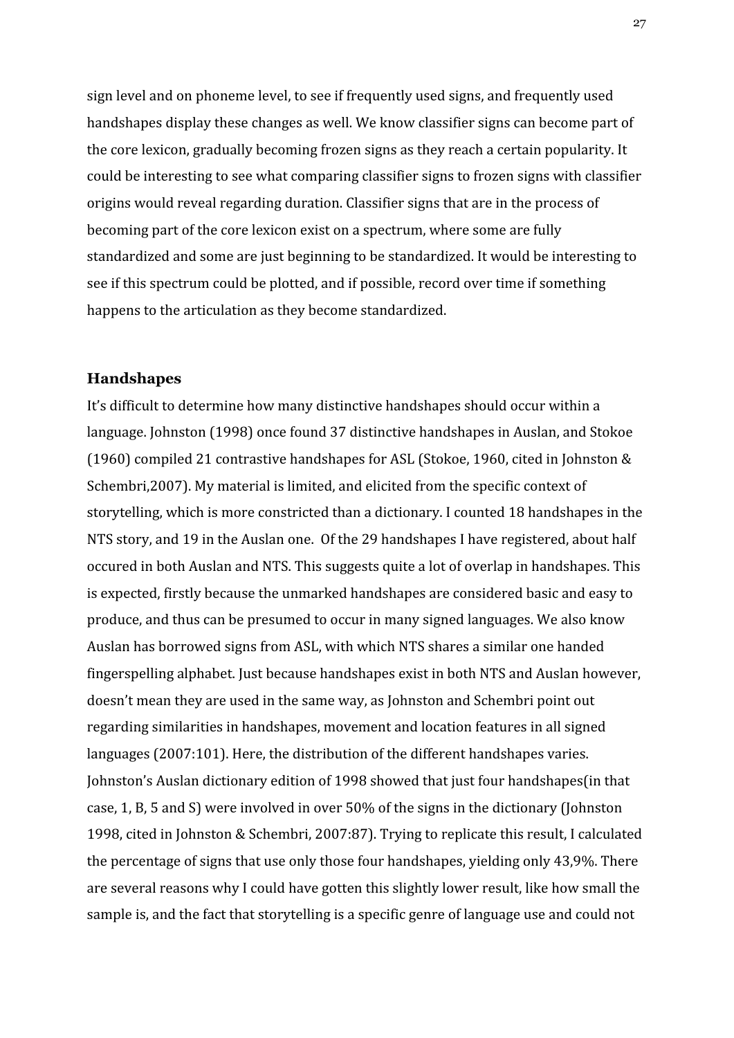sign level and on phoneme level, to see if frequently used signs, and frequently used handshapes display these changes as well. We know classifier signs can become part of the core lexicon, gradually becoming frozen signs as they reach a certain popularity. It could be interesting to see what comparing classifier signs to frozen signs with classifier origins would reveal regarding duration. Classifier signs that are in the process of becoming part of the core lexicon exist on a spectrum, where some are fully standardized and some are just beginning to be standardized. It would be interesting to see if this spectrum could be plotted, and if possible, record over time if something happens to the articulation as they become standardized.

### Handshapes

It's difficult to determine how many distinctive handshapes should occur within a language. Johnston (1998) once found 37 distinctive handshapes in Auslan, and Stokoe (1960) compiled 21 contrastive handshapes for ASL (Stokoe, 1960, cited in Johnston & Schembri,2007). My material is limited, and elicited from the specific context of storytelling, which is more constricted than a dictionary. I counted 18 handshapes in the NTS story, and 19 in the Auslan one.  Of the 29 handshapes I have registered, about half occured in both Auslan and NTS. This suggests quite a lot of overlap in handshapes. This is expected, firstly because the unmarked handshapes are considered basic and easy to produce, and thus can be presumed to occur in many signed languages. We also know Auslan has borrowed signs from ASL, with which NTS shares a similar one handed fingerspelling alphabet. Just because handshapes exist in both NTS and Auslan however, doesn't mean they are used in the same way, as Johnston and Schembri point out regarding similarities in handshapes, movement and location features in all signed languages (2007:101). Here, the distribution of the different handshapes varies. Johnston's Auslan dictionary edition of 1998 showed that just four handshapes(in that case, 1, B, 5 and S) were involved in over 50% of the signs in the dictionary (Johnston 1998, cited in Johnston & Schembri, 2007:87). Trying to replicate this result, I calculated the percentage of signs that use only those four handshapes, yielding only 43,9%. There are several reasons why I could have gotten this slightly lower result, like how small the sample is, and the fact that storytelling is a specific genre of language use and could not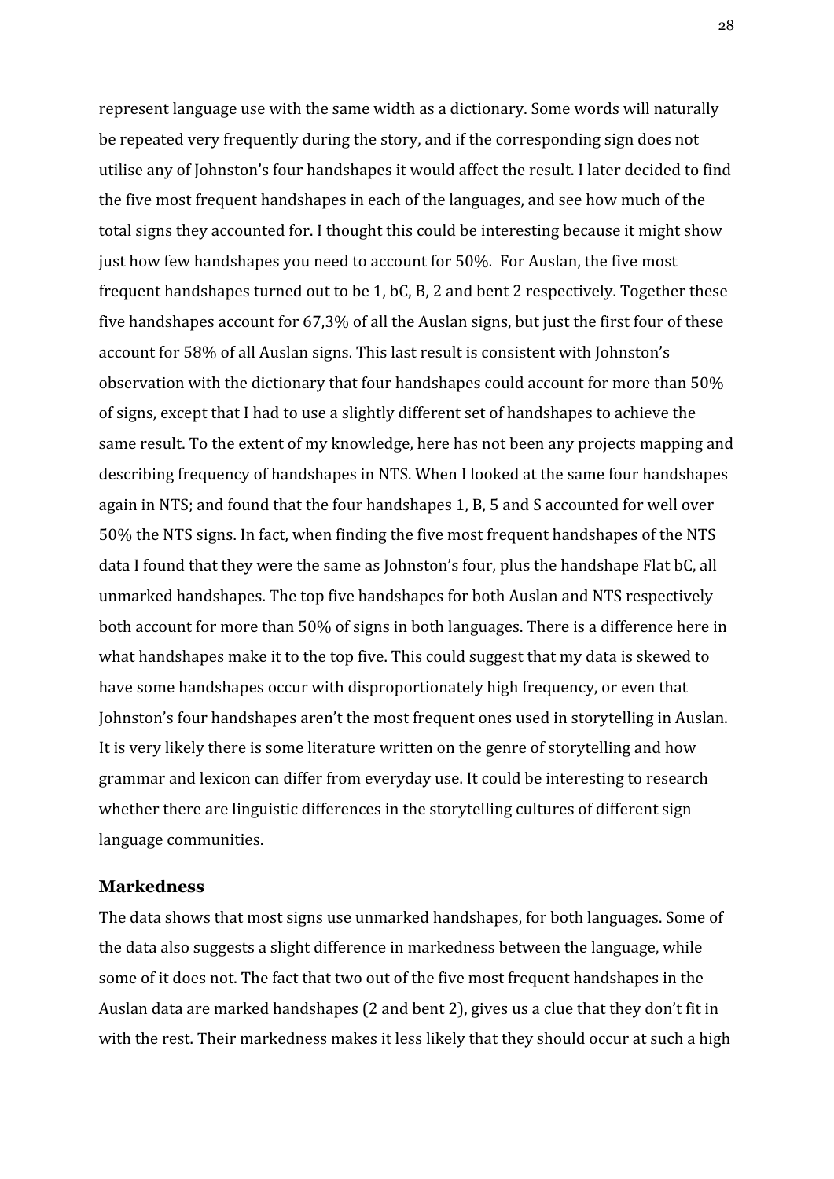represent language use with the same width as a dictionary. Some words will naturally be repeated very frequently during the story, and if the corresponding sign does not utilise any of Johnston's four handshapes it would affect the result. I later decided to find the five most frequent handshapes in each of the languages, and see how much of the total signs they accounted for. I thought this could be interesting because it might show just how few handshapes you need to account for 50%. For Auslan, the five most frequent handshapes turned out to be 1, bC, B, 2 and bent 2 respectively. Together these five handshapes account for 67,3% of all the Auslan signs, but just the first four of these account for 58% of all Auslan signs. This last result is consistent with Johnston's observation with the dictionary that four handshapes could account for more than 50% of signs, except that I had to use a slightly different set of handshapes to achieve the same result. To the extent of my knowledge, here has not been any projects mapping and describing frequency of handshapes in NTS. When I looked at the same four handshapes again in NTS; and found that the four handshapes 1, B, 5 and S accounted for well over 50% the NTS signs. In fact, when finding the five most frequent handshapes of the NTS data I found that they were the same as Johnston's four, plus the handshape Flat bC, all unmarked handshapes. The top five handshapes for both Auslan and NTS respectively both account for more than 50% of signs in both languages. There is a difference here in what handshapes make it to the top five. This could suggest that my data is skewed to have some handshapes occur with disproportionately high frequency, or even that Johnston's four handshapes aren't the most frequent ones used in storytelling in Auslan. It is very likely there is some literature written on the genre of storytelling and how grammar and lexicon can differ from everyday use. It could be interesting to research whether there are linguistic differences in the storytelling cultures of different sign language communities.

## Markedness

The data shows that most signs use unmarked handshapes, for both languages. Some of the data also suggests a slight difference in markedness between the language, while some of it does not. The fact that two out of the five most frequent handshapes in the Auslan data are marked handshapes (2 and bent 2), gives us a clue that they don't fit in with the rest. Their markedness makes it less likely that they should occur at such a high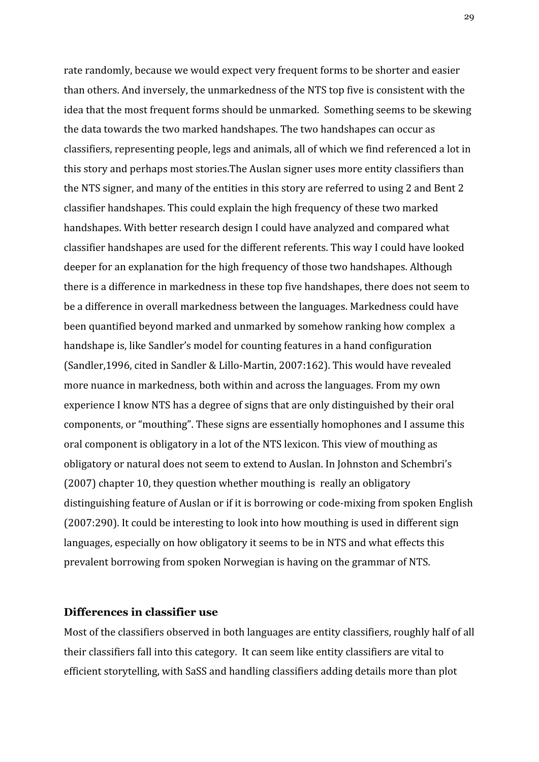rate randomly, because we would expect very frequent forms to be shorter and easier than others. And inversely, the unmarkedness of the NTS top five is consistent with the idea that the most frequent forms should be unmarked. Something seems to be skewing the data towards the two marked handshapes. The two handshapes can occur as classifiers, representing people, legs and animals, all of which we find referenced a lot in this story and perhaps most stories.The Auslan signer uses more entity classifiers than the NTS signer, and many of the entities in this story are referred to using 2 and Bent 2 classifier handshapes. This could explain the high frequency of these two marked handshapes. With better research design I could have analyzed and compared what classifier handshapes are used for the different referents. This way I could have looked deeper for an explanation for the high frequency of those two handshapes. Although there is a difference in markedness in these top five handshapes, there does not seem to be a difference in overall markedness between the languages. Markedness could have been quantified beyond marked and unmarked by somehow ranking how complex a handshape is, like Sandler's model for counting features in a hand configuration (Sandler,1996, cited in Sandler & Lillo-Martin, 2007:162). This would have revealed more nuance in markedness, both within and across the languages. From my own experience I know NTS has a degree of signs that are only distinguished by their oral components, or "mouthing". These signs are essentially homophones and I assume this oral component is obligatory in a lot of the NTS lexicon. This view of mouthing as obligatory or natural does not seem to extend to Auslan. In Johnston and Schembri's (2007) chapter 10, they question whether mouthing is really an obligatory distinguishing feature of Auslan or if it is borrowing or code-mixing from spoken English (2007:290). It could be interesting to look into how mouthing is used in different sign languages, especially on how obligatory it seems to be in NTS and what effects this prevalent borrowing from spoken Norwegian is having on the grammar of NTS.

### Differences in classifier use

Most of the classifiers observed in both languages are entity classifiers, roughly half of all their classifiers fall into this category. It can seem like entity classifiers are vital to efficient storytelling, with SaSS and handling classifiers adding details more than plot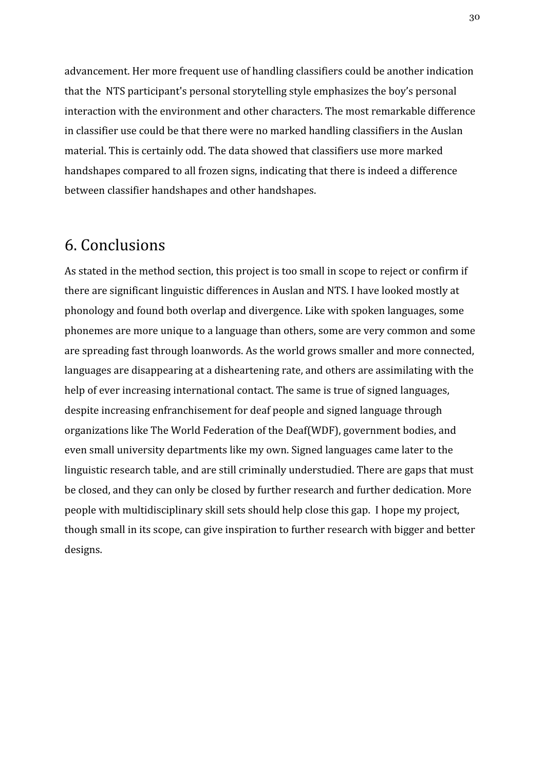advancement. Her more frequent use of handling classifiers could be another indication that the NTS participant's personal storytelling style emphasizes the boy's personal interaction with the environment and other characters. The most remarkable difference in classifier use could be that there were no marked handling classifiers in the Auslan material. This is certainly odd. The data showed that classifiers use more marked handshapes compared to all frozen signs, indicating that there is indeed a difference between classifier handshapes and other handshapes.

# 6. Conclusions

As stated in the method section, this project is too small in scope to reject or confirm if there are significant linguistic differences in Auslan and NTS. I have looked mostly at phonology and found both overlap and divergence. Like with spoken languages, some phonemes are more unique to a language than others, some are very common and some are spreading fast through loanwords. As the world grows smaller and more connected, languages are disappearing at a disheartening rate, and others are assimilating with the help of ever increasing international contact. The same is true of signed languages, despite increasing enfranchisement for deaf people and signed language through organizations like The World Federation of the Deaf(WDF), government bodies, and even small university departments like my own. Signed languages came later to the linguistic research table, and are still criminally understudied. There are gaps that must be closed, and they can only be closed by further research and further dedication. More people with multidisciplinary skill sets should help close this gap. I hope my project, though small in its scope, can give inspiration to further research with bigger and better designs.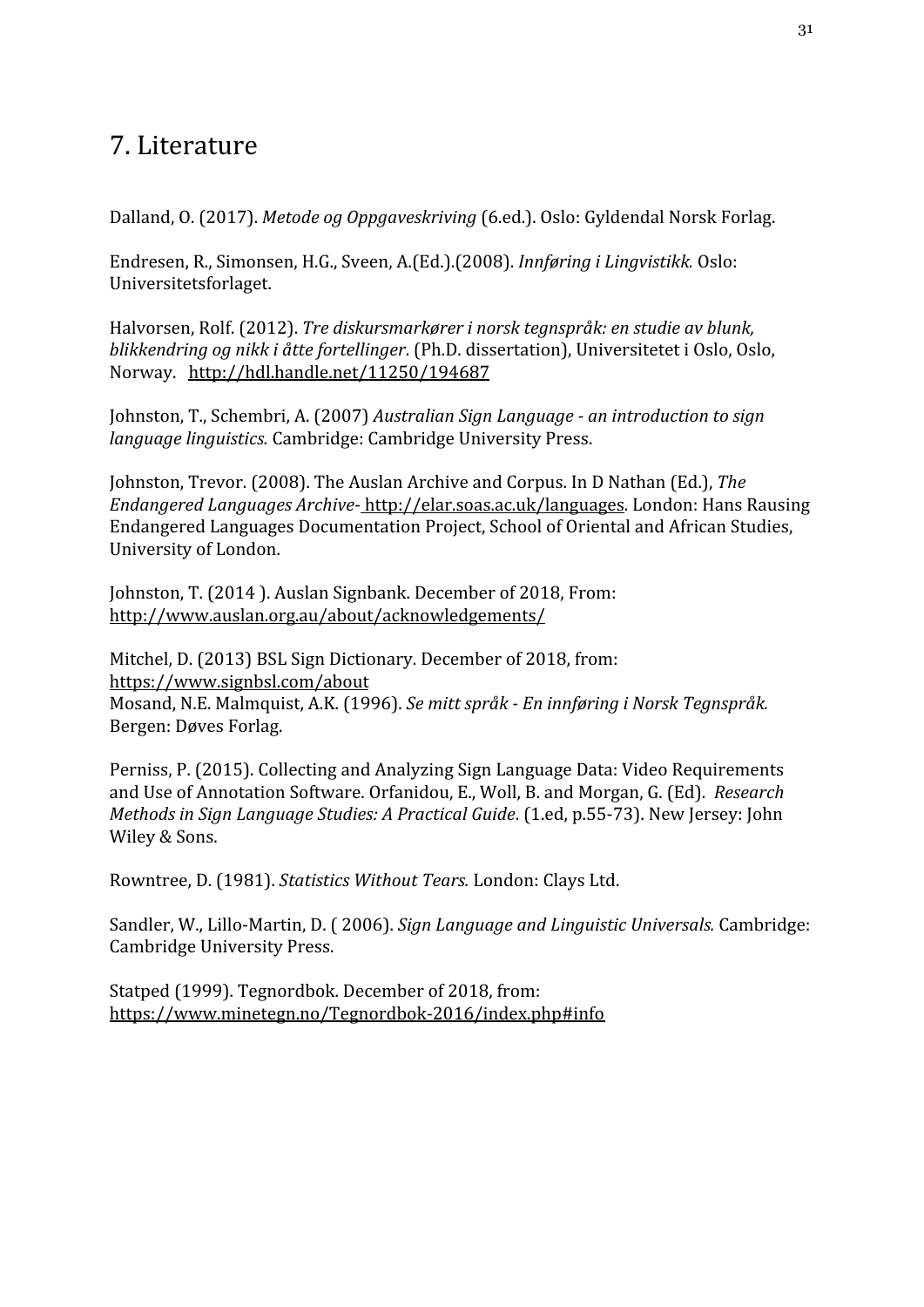# 7. Literature

Dalland, O. (2017). *Metode og Oppgaveskriving* (6.ed.). Oslo: Gyldendal Norsk Forlag.

Endresen, R., Simonsen, H.G., Sveen, A.(Ed.).(2008). *Innføring i Lingvistikk.* Oslo: Universitetsforlaget.

Halvorsen, Rolf. (2012). *Tre diskursmarkører i norsk tegnspråk: en studie av blunk, blikkendring og nikk i åtte fortellinger*. (Ph.D. dissertation), Universitetet i Oslo, Oslo, Norway. http://hdl.handle.net/11250/194687

Johnston, T., Schembri, A. (2007) *Australian Sign Language - an introduction to sign language linguistics.* Cambridge: Cambridge University Press.

Johnston, Trevor. (2008). The Auslan Archive and Corpus. In D Nathan (Ed.), *The Endangered Languages Archive*- http://elar.soas.ac.uk/languages. London: Hans Rausing Endangered Languages Documentation Project, School of Oriental and African Studies, University of London.

Johnston, T. (2014 ). Auslan Signbank. December of 2018, From: http://www.auslan.org.au/about/acknowledgements/

Mitchel, D. (2013) BSL Sign Dictionary. December of 2018, from: https://www.signbsl.com/about

Mosand, N.E. Malmquist, A.K. (1996). *Se mitt språk - En innføring i Norsk Tegnspråk.* Bergen: Døves Forlag.

Perniss, P. (2015). Collecting and Analyzing Sign Language Data: Video Requirements and Use of Annotation Software. Orfanidou, E., Woll, B. and Morgan, G. (Ed). *Research Methods in Sign Language Studies: A Practical Guide*. (1.ed, p.55-73). New Jersey: John Wiley & Sons.

Rowntree, D. (1981). *Statistics Without Tears.* London: Clays Ltd.

Sandler, W., Lillo-Martin, D. ( 2006). *Sign Language and Linguistic Universals.* Cambridge: Cambridge University Press.

Statped (1999). Tegnordbok. December of 2018, from: https://www.minetegn.no/Tegnordbok-2016/index.php#info